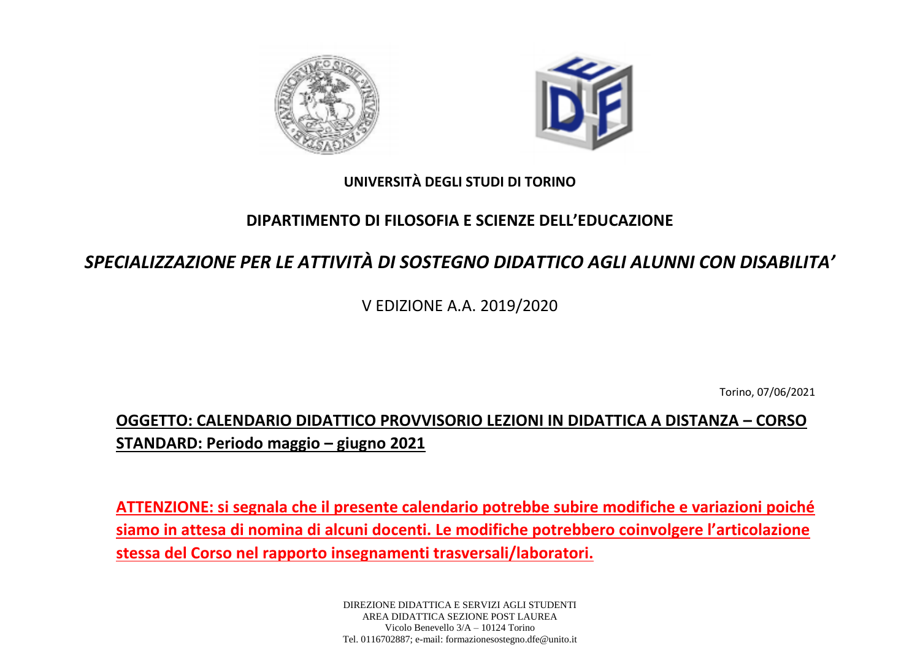**UNIVERSITÀ DEGLI STUDI DI TORINO**

**DIPARTIMENTO DI FILOSOFIA E SCIENZE DELL'EDUCAZIONE**

***SPECIALIZZAZIONE PER LE ATTIVITÀ DI SOSTEGNO DIDATTICO AGLI ALUNNI CON DISABILITA'***

V EDIZIONE A.A. 2019/2020

Torino, 07/06/2021

**OGGETTO: CALENDARIO DIDATTICO PROVVISORIO LEZIONI IN DIDATTICA A DISTANZA – CORSO STANDARD: Periodo maggio – giugno 2021**

**ATTENZIONE: si segnala che il presente calendario potrebbe subire modifiche e variazioni poiché siamo in attesa di nomina di alcuni docenti. Le modifiche potrebbero coinvolgere l'articolazione stessa del Corso nel rapporto insegnamenti trasversali/laboratori.**

DIREZIONE DIDATTICA E SERVIZI AGLI STUDENTI
AREA DIDATTICA SEZIONE POST LAUREA
Vicolo Benevello 3/A – 10124 Torino
Tel. 0116702887; e-mail: formazionesostegno.dfe@unito.it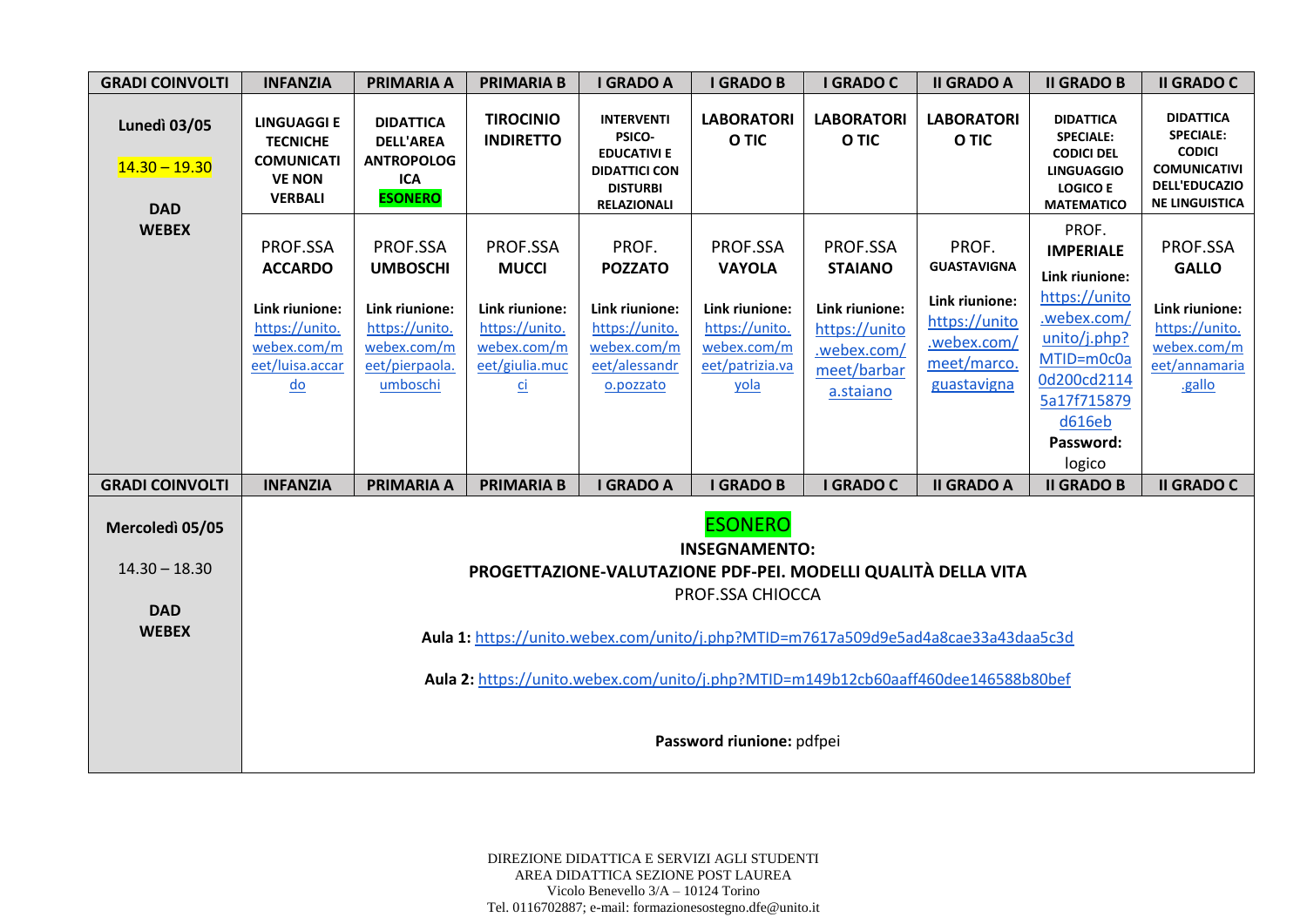| GRADI COINVOLTI | INFANZIA | PRIMARIA A | PRIMARIA B | I GRADO A | I GRADO B | I GRADO C | II GRADO A | II GRADO B | II GRADO C |
|---|---|---|---|---|---|---|---|---|---|
| **Lunedì 03/05**<br>14.30 – 19.30<br>**DAD**<br>**WEBEX** | **LINGUAGGI E TECNICHE COMUNICATIVE NON VERBALI** | **DIDATTICA DELL'AREA ANTROPOLOGICA**<br>**ESONERO** | **TIROCINIO INDIRETTO** | **INTERVENTI PSICO-EDUCATIVI E DIDATTICI CON DISTURBI RELAZIONALI** | **LABORATORIO TIC** | **LABORATORIO TIC** | **LABORATORIO TIC** | **DIDATTICA SPECIALE: CODICI DEL LINGUAGGIO LOGICO E MATEMATICO** | **DIDATTICA SPECIALE: CODICI COMUNICATIVI DELL'EDUCAZIONE LINGUISTICA** |
| | PROF.SSA **ACCARDO**<br>**Link riunione:** https://unito.webex.com/meet/luisa.accardo | PROF.SSA **UMBOSCHI**<br>**Link riunione:** https://unito.webex.com/meet/pierpaola.umboschi | PROF.SSA **MUCCI**<br>**Link riunione:** https://unito.webex.com/meet/giulia.mucci | PROF. **POZZATO**<br>**Link riunione:** https://unito.webex.com/meet/alessandro.pozzato | PROF.SSA **VAYOLA**<br>**Link riunione:** https://unito.webex.com/meet/patrizia.vayola | PROF.SSA **STAIANO**<br>**Link riunione:** https://unito.webex.com/meet/barbara.staiano | PROF. **GUASTAVIGNA**<br>**Link riunione:** https://unito.webex.com/meet/marco.guastavigna | PROF. **IMPERIALE**<br>**Link riunione:** https://unito.webex.com/unito/j.php?MTID=m0c0a0d200cd21145a17f715879d616eb<br>**Password:** logico | PROF.SSA **GALLO**<br>**Link riunione:** https://unito.webex.com/meet/annamaria.gallo |

| GRADI COINVOLTI | INFANZIA | PRIMARIA A | PRIMARIA B | I GRADO A | I GRADO B | I GRADO C | II GRADO A | II GRADO B | II GRADO C |
|---|---|---|---|---|---|---|---|---|---|
| **Mercoledì 05/05**<br>14.30 – 18.30<br>**DAD**<br>**WEBEX** | ESONERO<br>**INSEGNAMENTO:**<br>**PROGETTAZIONE-VALUTAZIONE PDF-PEI. MODELLI QUALITÀ DELLA VITA**<br>PROF.SSA CHIOCCA<br>**Aula 1:** https://unito.webex.com/unito/j.php?MTID=m7617a509d9e5ad4a8cae33a43daa5c3d<br>**Aula 2:** https://unito.webex.com/unito/j.php?MTID=m149b12cb60aaff460dee146588b80bef<br>**Password riunione:** pdfpei | | | | | | | | |

DIREZIONE DIDATTICA E SERVIZI AGLI STUDENTI
AREA DIDATTICA SEZIONE POST LAUREA
Vicolo Benevello 3/A – 10124 Torino
Tel. 0116702887; e-mail: formazionesostegno.dfe@unito.it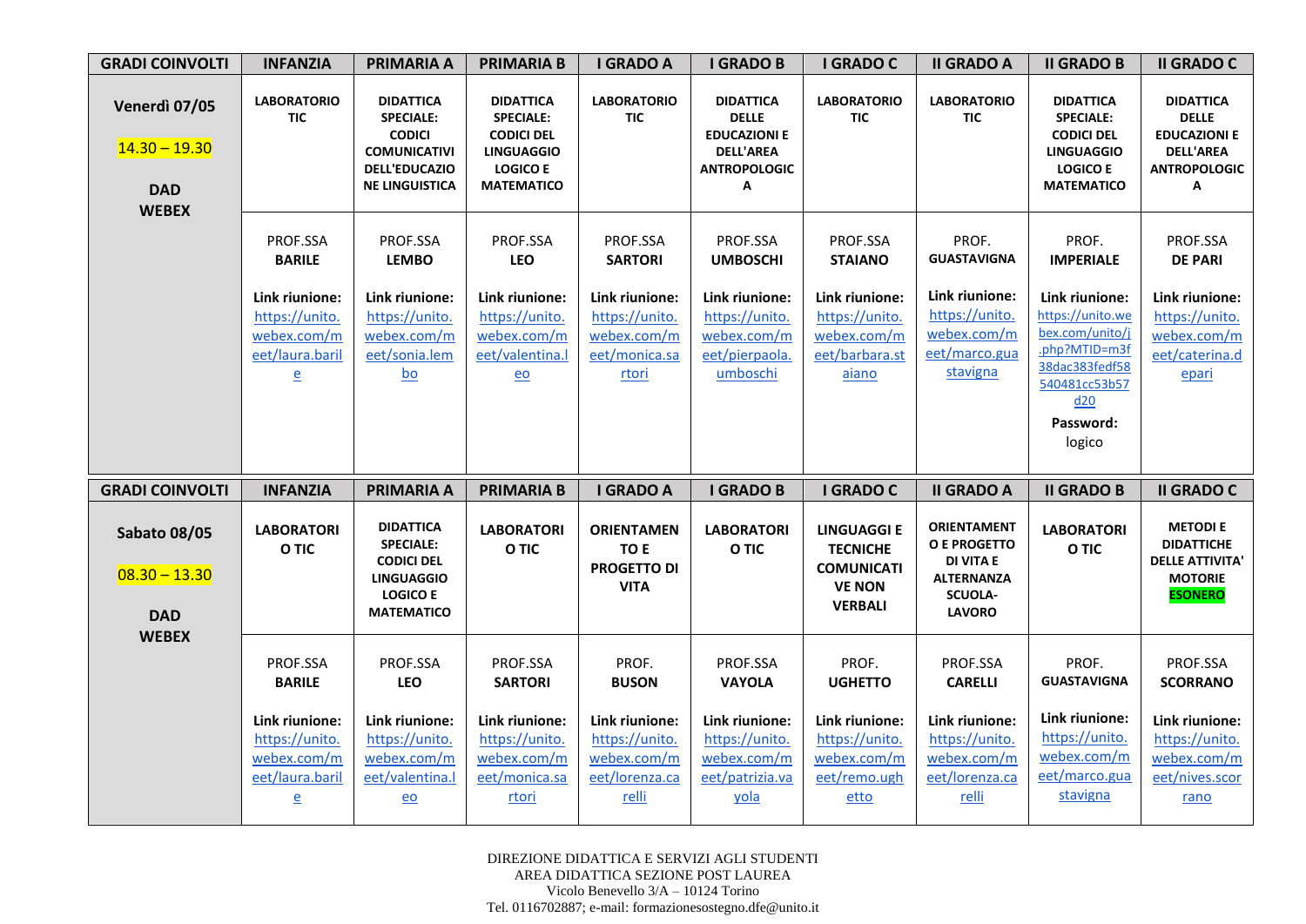| GRADI COINVOLTI | INFANZIA | PRIMARIA A | PRIMARIA B | I GRADO A | I GRADO B | I GRADO C | II GRADO A | II GRADO B | II GRADO C |
|---|---|---|---|---|---|---|---|---|---|
| **Venerdì 07/05**<br><br>14.30 – 19.30<br><br>**DAD WEBEX** | **LABORATORIO TIC** | **DIDATTICA SPECIALE: CODICI COMUNICATIVI DELL'EDUCAZIONE LINGUISTICA** | **DIDATTICA SPECIALE: CODICI DEL LINGUAGGIO LOGICO E MATEMATICO** | **LABORATORIO TIC** | **DIDATTICA DELLE EDUCAZIONI E DELL'AREA ANTROPOLOGICA** | **LABORATORIO TIC** | **LABORATORIO TIC** | **DIDATTICA SPECIALE: CODICI DEL LINGUAGGIO LOGICO E MATEMATICO** | **DIDATTICA DELLE EDUCAZIONI E DELL'AREA ANTROPOLOGICA** |
| | PROF.SSA **BARILE**<br><br>**Link riunione:** https://unito.webex.com/meet/laura.barile | PROF.SSA **LEMBO**<br><br>**Link riunione:** https://unito.webex.com/meet/sonia.lembo | PROF.SSA **LEO**<br><br>**Link riunione:** https://unito.webex.com/meet/valentina.leo | PROF.SSA **SARTORI**<br><br>**Link riunione:** https://unito.webex.com/meet/monica.sartori | PROF.SSA **UMBOSCHI**<br><br>**Link riunione:** https://unito.webex.com/meet/pierpaola.umboschi | PROF.SSA **STAIANO**<br><br>**Link riunione:** https://unito.webex.com/meet/barbara.staiano | PROF. **GUASTAVIGNA**<br><br>**Link riunione:** https://unito.webex.com/meet/marco.guastavigna | PROF. **IMPERIALE**<br><br>**Link riunione:** https://unito.webex.com/unito/j.php?MTID=m3f38dac383fedf58540481cc53b57d20<br>**Password:** logico | PROF.SSA **DE PARI**<br><br>**Link riunione:** https://unito.webex.com/meet/caterina.depari |
| **GRADI COINVOLTI** | **INFANZIA** | **PRIMARIA A** | **PRIMARIA B** | **I GRADO A** | **I GRADO B** | **I GRADO C** | **II GRADO A** | **II GRADO B** | **II GRADO C** |
| **Sabato 08/05**<br><br>08.30 – 13.30<br><br>**DAD WEBEX** | **LABORATORIO TIC** | **DIDATTICA SPECIALE: CODICI DEL LINGUAGGIO LOGICO E MATEMATICO** | **LABORATORIO TIC** | **ORIENTAMENTO E PROGETTO DI VITA** | **LABORATORIO TIC** | **LINGUAGGI E TECNICHE COMUNICATIVE NON VERBALI** | **ORIENTAMENTO E PROGETTO DI VITA E ALTERNANZA SCUOLA-LAVORO** | **LABORATORIO TIC** | **METODI E DIDATTICHE DELLE ATTIVITA' MOTORIE ESONERO** |
| | PROF.SSA **BARILE**<br><br>**Link riunione:** https://unito.webex.com/meet/laura.barile | PROF.SSA **LEO**<br><br>**Link riunione:** https://unito.webex.com/meet/valentina.leo | PROF.SSA **SARTORI**<br><br>**Link riunione:** https://unito.webex.com/meet/monica.sartori | PROF. **BUSON**<br><br>**Link riunione:** https://unito.webex.com/meet/lorenza.carelli | PROF.SSA **VAYOLA**<br><br>**Link riunione:** https://unito.webex.com/meet/patrizia.vayola | PROF. **UGHETTO**<br><br>**Link riunione:** https://unito.webex.com/meet/remo.ughetto | PROF.SSA **CARELLI**<br><br>**Link riunione:** https://unito.webex.com/meet/lorenza.carelli | PROF. **GUASTAVIGNA**<br><br>**Link riunione:** https://unito.webex.com/meet/marco.guastavigna | PROF.SSA **SCORRANO**<br><br>**Link riunione:** https://unito.webex.com/meet/nives.scorrano |

DIREZIONE DIDATTICA E SERVIZI AGLI STUDENTI
AREA DIDATTICA SEZIONE POST LAUREA
Vicolo Benevello 3/A – 10124 Torino
Tel. 0116702887; e-mail: formazionesostegno.dfe@unito.it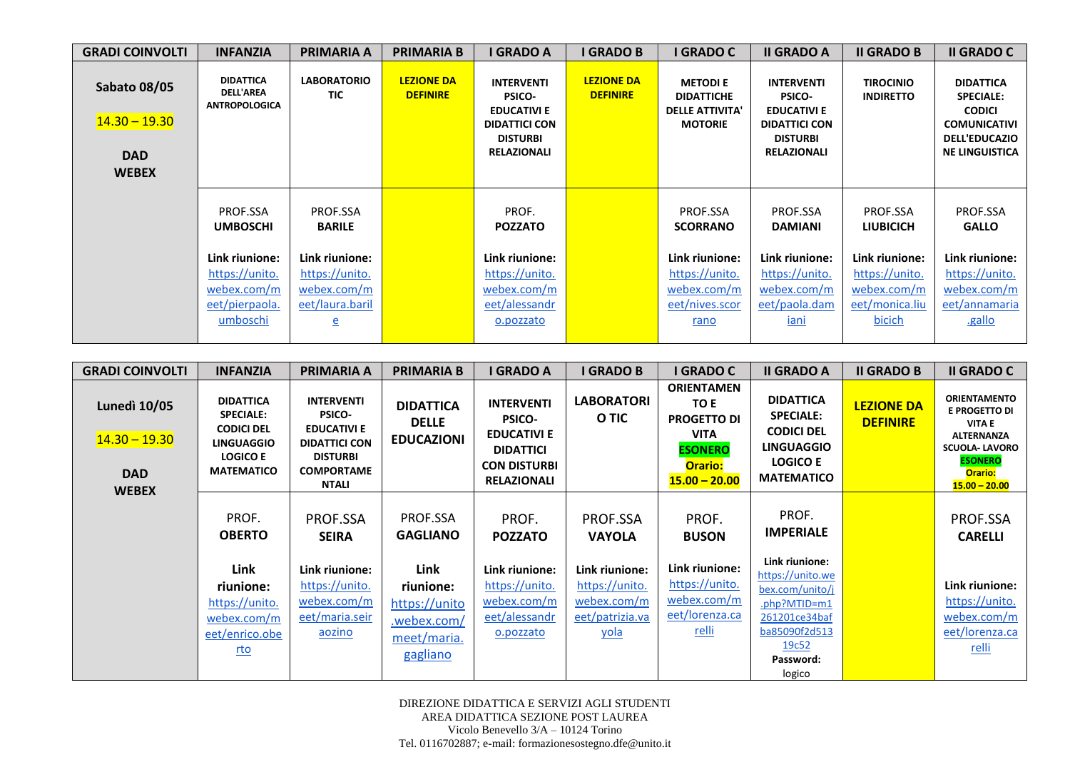| GRADI COINVOLTI | INFANZIA | PRIMARIA A | PRIMARIA B | I GRADO A | I GRADO B | I GRADO C | II GRADO A | II GRADO B | II GRADO C |
|---|---|---|---|---|---|---|---|---|---|
| **Sabato 08/05** 14.30 – 19.30 **DAD WEBEX** | **DIDATTICA DELL'AREA ANTROPOLOGICA** | **LABORATORIO TIC** | **LEZIONE DA DEFINIRE** | **INTERVENTI PSICO-EDUCATIVI E DIDATTICI CON DISTURBI RELAZIONALI** | **LEZIONE DA DEFINIRE** | **METODI E DIDATTICHE DELLE ATTIVITA' MOTORIE** | **INTERVENTI PSICO-EDUCATIVI E DIDATTICI CON DISTURBI RELAZIONALI** | **TIROCINIO INDIRETTO** | **DIDATTICA SPECIALE: CODICI COMUNICATIVI DELL'EDUCAZIONE LINGUISTICA** |
| | PROF.SSA **UMBOSCHI** **Link riunione:** https://unito.webex.com/meet/pierpaola.umboschi | PROF.SSA **BARILE** **Link riunione:** https://unito.webex.com/meet/laura.barile | | PROF. **POZZATO** **Link riunione:** https://unito.webex.com/meet/alessandro.pozzato | | PROF.SSA **SCORRANO** **Link riunione:** https://unito.webex.com/meet/nives.scorrano | PROF.SSA **DAMIANI** **Link riunione:** https://unito.webex.com/meet/paola.damiani | PROF.SSA **LIUBICICH** **Link riunione:** https://unito.webex.com/meet/monica.liubicich | PROF.SSA **GALLO** **Link riunione:** https://unito.webex.com/meet/annamaria.gallo |

| GRADI COINVOLTI | INFANZIA | PRIMARIA A | PRIMARIA B | I GRADO A | I GRADO B | I GRADO C | II GRADO A | II GRADO B | II GRADO C |
|---|---|---|---|---|---|---|---|---|---|
| **Lunedì 10/05** 14.30 – 19.30 **DAD WEBEX** | **DIDATTICA SPECIALE: CODICI DEL LINGUAGGIO LOGICO E MATEMATICO** | **INTERVENTI PSICO-EDUCATIVI E DIDATTICI CON DISTURBI COMPORTAMENTALI** | **DIDATTICA DELLE EDUCAZIONI** | **INTERVENTI PSICO-EDUCATIVI E DIDATTICI CON DISTURBI RELAZIONALI** | **LABORATORIO TIC** | **ORIENTAMENTO E PROGETTO DI VITA** **ESONERO** **Orario: 15.00 – 20.00** | **DIDATTICA SPECIALE: CODICI DEL LINGUAGGIO LOGICO E MATEMATICO** | **LEZIONE DA DEFINIRE** | **ORIENTAMENTO E PROGETTO DI VITA E ALTERNANZA SCUOLA- LAVORO** **ESONERO** **Orario: 15.00 – 20.00** |
| | PROF. **OBERTO** **Link riunione:** https://unito.webex.com/meet/enrico.oberto | PROF.SSA **SEIRA** **Link riunione:** https://unito.webex.com/meet/maria.seiraozino | PROF.SSA **GAGLIANO** **Link riunione:** https://unito.webex.com/meet/maria.gagliano | PROF. **POZZATO** **Link riunione:** https://unito.webex.com/meet/alessandro.pozzato | PROF.SSA **VAYOLA** **Link riunione:** https://unito.webex.com/meet/patrizia.vayola | PROF. **BUSON** **Link riunione:** https://unito.webex.com/meet/lorenza.carelli | PROF. **IMPERIALE** **Link riunione:** https://unito.webex.com/unito/j.php?MTID=m1261201ce34bafba85090f2d51319c52 **Password:** logico | | PROF.SSA **CARELLI** **Link riunione:** https://unito.webex.com/meet/lorenza.carelli |

DIREZIONE DIDATTICA E SERVIZI AGLI STUDENTI
AREA DIDATTICA SEZIONE POST LAUREA
Vicolo Benevello 3/A – 10124 Torino
Tel. 0116702887; e-mail: formazionesostegno.dfe@unito.it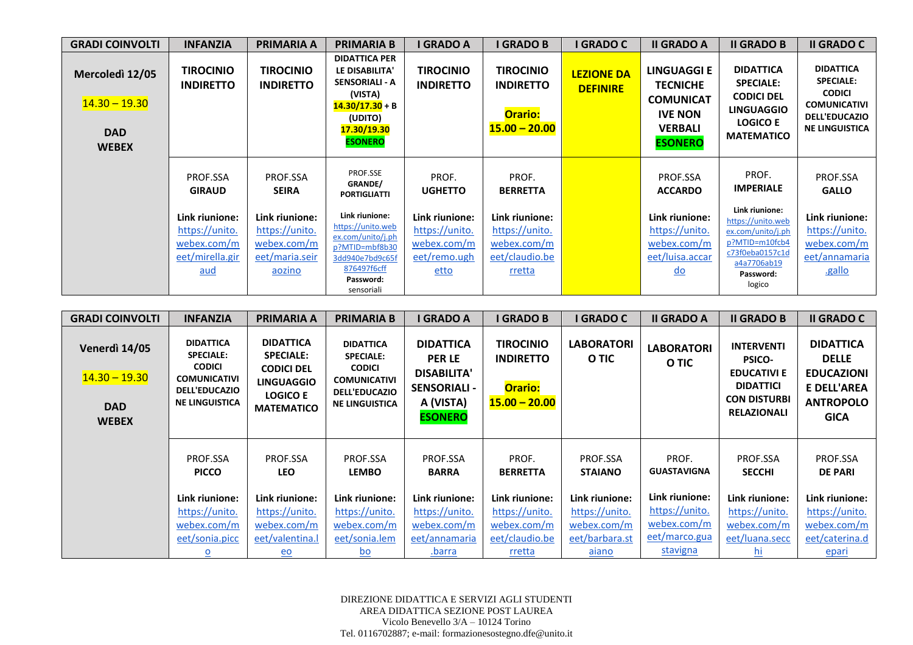| GRADI COINVOLTI | INFANZIA | PRIMARIA A | PRIMARIA B | I GRADO A | I GRADO B | I GRADO C | II GRADO A | II GRADO B | II GRADO C |
|---|---|---|---|---|---|---|---|---|---|
| **Mercoledì 12/05** 14.30 – 19.30 **DAD WEBEX** | **TIROCINIO INDIRETTO** | **TIROCINIO INDIRETTO** | **DIDATTICA PER LE DISABILITA' SENSORIALI - A (VISTA) 14.30/17.30 + B (UDITO) 17.30/19.30 ESONERO** | **TIROCINIO INDIRETTO** | **TIROCINIO INDIRETTO** **Orario: 15.00 – 20.00** | **LEZIONE DA DEFINIRE** | **LINGUAGGI E TECNICHE COMUNICATIVE NON VERBALI ESONERO** | **DIDATTICA SPECIALE: CODICI DEL LINGUAGGIO LOGICO E MATEMATICO** | **DIDATTICA SPECIALE: CODICI COMUNICATIVI DELL'EDUCAZIONE LINGUISTICA** |
| | PROF.SSA **GIRAUD** **Link riunione:** https://unito.webex.com/meet/mirella.giraud | PROF.SSA **SEIRA** **Link riunione:** https://unito.webex.com/meet/maria.seiraozino | PROF.SSE **GRANDE/ PORTIGLIATTI** **Link riunione:** https://unito.webex.com/unito/j.php?MTID=mbf8b303dd940e7bd9c65f876497f6cff **Password:** sensoriali | PROF. **UGHETTO** **Link riunione:** https://unito.webex.com/meet/remo.ughetto | PROF. **BERRETTA** **Link riunione:** https://unito.webex.com/meet/claudio.berretta | | PROF.SSA **ACCARDO** **Link riunione:** https://unito.webex.com/meet/luisa.accardo | PROF. **IMPERIALE** **Link riunione:** https://unito.webex.com/unito/j.php?MTID=m10fcb4c73f0eba0157c1da4a7706ab19 **Password:** logico | PROF.SSA **GALLO** **Link riunione:** https://unito.webex.com/meet/annamaria.gallo |

| GRADI COINVOLTI | INFANZIA | PRIMARIA A | PRIMARIA B | I GRADO A | I GRADO B | I GRADO C | II GRADO A | II GRADO B | II GRADO C |
|---|---|---|---|---|---|---|---|---|---|
| **Venerdì 14/05** 14.30 – 19.30 **DAD WEBEX** | **DIDATTICA SPECIALE: CODICI COMUNICATIVI DELL'EDUCAZIONE LINGUISTICA** | **DIDATTICA SPECIALE: CODICI DEL LINGUAGGIO LOGICO E MATEMATICO** | **DIDATTICA SPECIALE: CODICI COMUNICATIVI DELL'EDUCAZIONE LINGUISTICA** | **DIDATTICA PER LE DISABILITA' SENSORIALI - A (VISTA) ESONERO** | **TIROCINIO INDIRETTO** **Orario: 15.00 – 20.00** | **LABORATORIO TIC** | **LABORATORIO TIC** | **INTERVENTI PSICO-EDUCATIVI E DIDATTICI CON DISTURBI RELAZIONALI** | **DIDATTICA DELLE EDUCAZIONI E DELL'AREA ANTROPOLOGICA** |
| | PROF.SSA **PICCO** **Link riunione:** https://unito.webex.com/meet/sonia.picco | PROF.SSA **LEO** **Link riunione:** https://unito.webex.com/meet/valentina.leo | PROF.SSA **LEMBO** **Link riunione:** https://unito.webex.com/meet/sonia.lembo | PROF.SSA **BARRA** **Link riunione:** https://unito.webex.com/meet/annamaria.barra | PROF. **BERRETTA** **Link riunione:** https://unito.webex.com/meet/claudio.berretta | PROF.SSA **STAIANO** **Link riunione:** https://unito.webex.com/meet/barbara.staiano | PROF. **GUASTAVIGNA** **Link riunione:** https://unito.webex.com/meet/marco.guastavigna | PROF.SSA **SECCHI** **Link riunione:** https://unito.webex.com/meet/luana.secchi | PROF.SSA **DE PARI** **Link riunione:** https://unito.webex.com/meet/caterina.depari |

DIREZIONE DIDATTICA E SERVIZI AGLI STUDENTI
AREA DIDATTICA SEZIONE POST LAUREA
Vicolo Benevello 3/A – 10124 Torino
Tel. 0116702887; e-mail: formazionesostegno.dfe@unito.it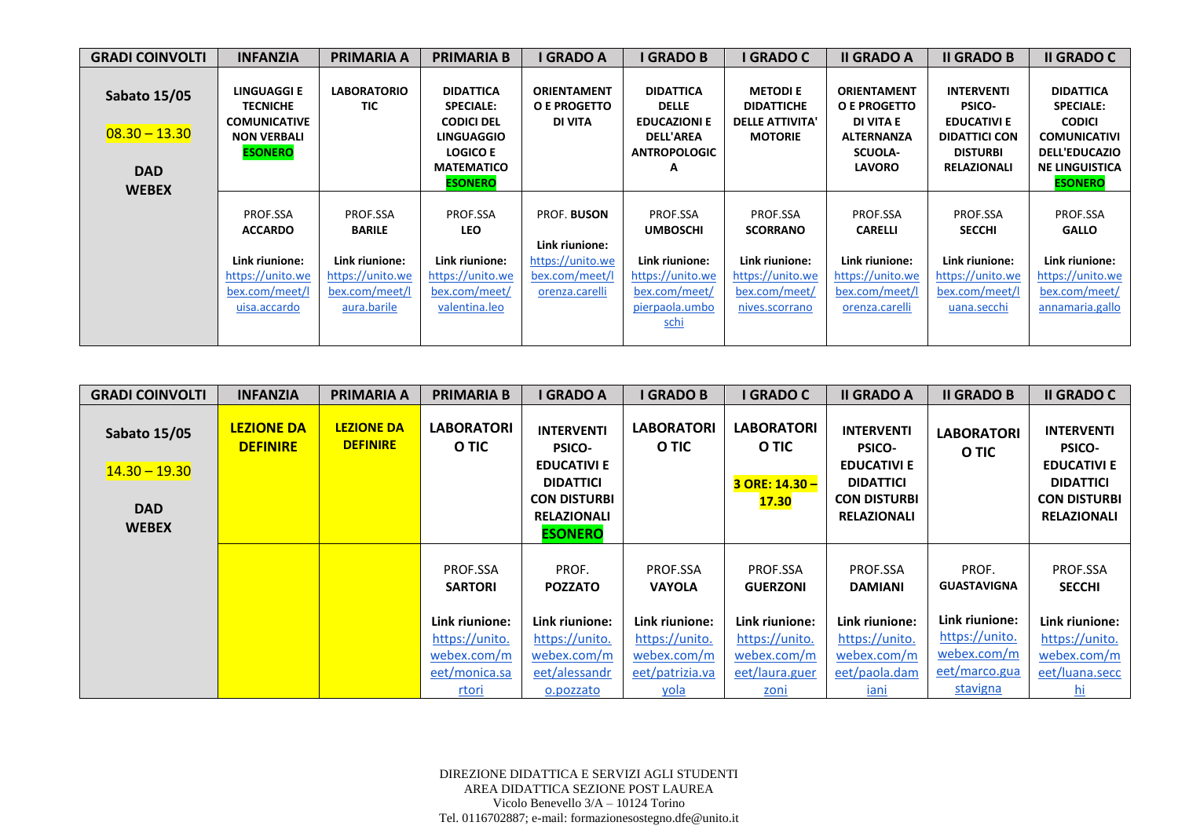| GRADI COINVOLTI | INFANZIA | PRIMARIA A | PRIMARIA B | I GRADO A | I GRADO B | I GRADO C | II GRADO A | II GRADO B | II GRADO C |
|---|---|---|---|---|---|---|---|---|---|
| **Sabato 15/05**<br><br>08.30 – 13.30<br><br>**DAD WEBEX** | **LINGUAGGI E TECNICHE COMUNICATIVE NON VERBALI ESONERO** | **LABORATORIO TIC** | **DIDATTICA SPECIALE: CODICI DEL LINGUAGGIO LOGICO E MATEMATICO ESONERO** | **ORIENTAMENTO E PROGETTO DI VITA** | **DIDATTICA DELLE EDUCAZIONI E DELL'AREA ANTROPOLOGICA** | **METODI E DIDATTICHE DELLE ATTIVITA' MOTORIE** | **ORIENTAMENTO E PROGETTO DI VITA E ALTERNANZA SCUOLA-LAVORO** | **INTERVENTI PSICO-EDUCATIVI E DIDATTICI CON DISTURBI RELAZIONALI** | **DIDATTICA SPECIALE: CODICI COMUNICATIVI DELL'EDUCAZIONE LINGUISTICA ESONERO** |
| | PROF.SSA **ACCARDO**<br><br>**Link riunione:** https://unito.webex.com/meet/luisa.accardo | PROF.SSA **BARILE**<br><br>**Link riunione:** https://unito.webex.com/meet/laura.barile | PROF.SSA **LEO**<br><br>**Link riunione:** https://unito.webex.com/meet/valentina.leo | PROF. **BUSON**<br><br>**Link riunione:** https://unito.webex.com/meet/lorenza.carelli | PROF.SSA **UMBOSCHI**<br><br>**Link riunione:** https://unito.webex.com/meet/pierpaola.umboschi | PROF.SSA **SCORRANO**<br><br>**Link riunione:** https://unito.webex.com/meet/nives.scorrano | PROF.SSA **CARELLI**<br><br>**Link riunione:** https://unito.webex.com/meet/lorenza.carelli | PROF.SSA **SECCHI**<br><br>**Link riunione:** https://unito.webex.com/meet/luana.secchi | PROF.SSA **GALLO**<br><br>**Link riunione:** https://unito.webex.com/meet/annamaria.gallo |

| GRADI COINVOLTI | INFANZIA | PRIMARIA A | PRIMARIA B | I GRADO A | I GRADO B | I GRADO C | II GRADO A | II GRADO B | II GRADO C |
|---|---|---|---|---|---|---|---|---|---|
| **Sabato 15/05**<br><br>14.30 – 19.30<br><br>**DAD WEBEX** | **LEZIONE DA DEFINIRE** | **LEZIONE DA DEFINIRE** | **LABORATORIO TIC** | **INTERVENTI PSICO-EDUCATIVI E DIDATTICI CON DISTURBI RELAZIONALI ESONERO** | **LABORATORIO TIC** | **LABORATORIO TIC**<br><br>**3 ORE: 14.30 – 17.30** | **INTERVENTI PSICO-EDUCATIVI E DIDATTICI CON DISTURBI RELAZIONALI** | **LABORATORIO TIC** | **INTERVENTI PSICO-EDUCATIVI E DIDATTICI CON DISTURBI RELAZIONALI** |
| | | | PROF.SSA **SARTORI**<br><br>**Link riunione:** https://unito.webex.com/meet/monica.sartori | PROF. **POZZATO**<br><br>**Link riunione:** https://unito.webex.com/meet/alessandro.pozzato | PROF.SSA **VAYOLA**<br><br>**Link riunione:** https://unito.webex.com/meet/patrizia.vayola | PROF.SSA **GUERZONI**<br><br>**Link riunione:** https://unito.webex.com/meet/laura.guerzoni | PROF.SSA **DAMIANI**<br><br>**Link riunione:** https://unito.webex.com/meet/paola.damiani | PROF. **GUASTAVIGNA**<br><br>**Link riunione:** https://unito.webex.com/meet/marco.guastavigna | PROF.SSA **SECCHI**<br><br>**Link riunione:** https://unito.webex.com/meet/luana.secchi |

DIREZIONE DIDATTICA E SERVIZI AGLI STUDENTI
AREA DIDATTICA SEZIONE POST LAUREA
Vicolo Benevello 3/A – 10124 Torino
Tel. 0116702887; e-mail: formazionesostegno.dfe@unito.it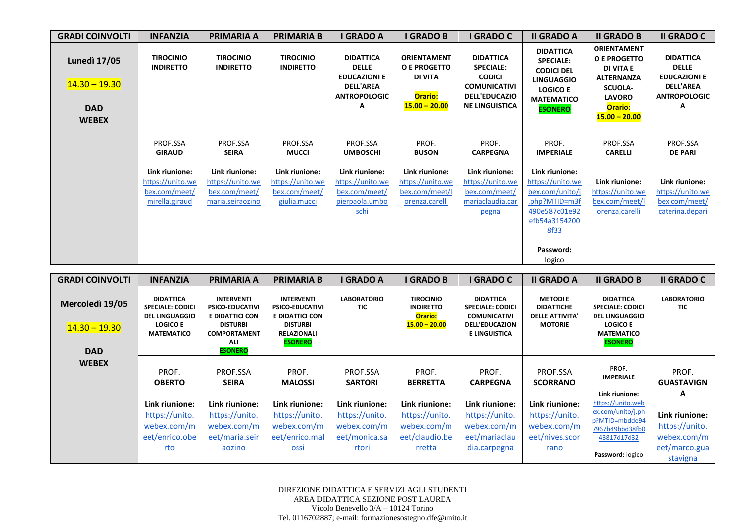| GRADI COINVOLTI | INFANZIA | PRIMARIA A | PRIMARIA B | I GRADO A | I GRADO B | I GRADO C | II GRADO A | II GRADO B | II GRADO C |
|---|---|---|---|---|---|---|---|---|---|
| **Lunedì 17/05**<br><br>14.30 – 19.30<br><br>**DAD WEBEX** | **TIROCINIO INDIRETTO** | **TIROCINIO INDIRETTO** | **TIROCINIO INDIRETTO** | **DIDATTICA DELLE EDUCAZIONI E DELL'AREA ANTROPOLOGICA** | **ORIENTAMENTO E PROGETTO DI VITA**<br><br>**Orario: 15.00 – 20.00** | **DIDATTICA SPECIALE: CODICI COMUNICATIVI DELL'EDUCAZIONE LINGUISTICA** | **DIDATTICA SPECIALE: CODICI DEL LINGUAGGIO LOGICO E MATEMATICO**<br>**ESONERO** | **ORIENTAMENTO E PROGETTO DI VITA E ALTERNANZA SCUOLA-LAVORO**<br>**Orario: 15.00 – 20.00** | **DIDATTICA DELLE EDUCAZIONI E DELL'AREA ANTROPOLOGICA** |
| | PROF.SSA **GIRAUD**<br><br>**Link riunione:** https://unito.webex.com/meet/mirella.giraud | PROF.SSA **SEIRA**<br><br>**Link riunione:** https://unito.webex.com/meet/maria.seiraozino | PROF.SSA **MUCCI**<br><br>**Link riunione:** https://unito.webex.com/meet/giulia.mucci | PROF.SSA **UMBOSCHI**<br><br>**Link riunione:** https://unito.webex.com/meet/pierpaola.umboschi | PROF. **BUSON**<br><br>**Link riunione:** https://unito.webex.com/meet/lorenza.carelli | PROF. **CARPEGNA**<br><br>**Link riunione:** https://unito.webex.com/meet/mariaclaudia.carpegna | PROF. **IMPERIALE**<br><br>**Link riunione:** https://unito.webex.com/unito/j.php?MTID=m3f490e587c01e92efb54a3154200 8f33<br><br>**Password:** logico | PROF.SSA **CARELLI**<br><br>**Link riunione:** https://unito.webex.com/meet/lorenza.carelli | PROF.SSA **DE PARI**<br><br>**Link riunione:** https://unito.webex.com/meet/caterina.depari |

| GRADI COINVOLTI | INFANZIA | PRIMARIA A | PRIMARIA B | I GRADO A | I GRADO B | I GRADO C | II GRADO A | II GRADO B | II GRADO C |
|---|---|---|---|---|---|---|---|---|---|
| **Mercoledì 19/05**<br><br>14.30 – 19.30<br><br>**DAD WEBEX** | **DIDATTICA SPECIALE: CODICI DEL LINGUAGGIO LOGICO E MATEMATICO** | **INTERVENTI PSICO-EDUCATIVI E DIDATTICI CON DISTURBI COMPORTAMENTALI**<br>**ESONERO** | **INTERVENTI PSICO-EDUCATIVI E DIDATTICI CON DISTURBI RELAZIONALI**<br>**ESONERO** | **LABORATORIO TIC** | **TIROCINIO INDIRETTO**<br>**Orario: 15.00 – 20.00** | **DIDATTICA SPECIALE: CODICI COMUNICATIVI DELL'EDUCAZIONE LINGUISTICA** | **METODI E DIDATTICHE DELLE ATTIVITA' MOTORIE** | **DIDATTICA SPECIALE: CODICI DEL LINGUAGGIO LOGICO E MATEMATICO**<br>**ESONERO** | **LABORATORIO TIC** |
| | PROF. **OBERTO**<br><br>**Link riunione:** https://unito.webex.com/meet/enrico.oberto | PROF.SSA **SEIRA**<br><br>**Link riunione:** https://unito.webex.com/meet/maria.seiraozino | PROF. **MALOSSI**<br><br>**Link riunione:** https://unito.webex.com/meet/enrico.malossi | PROF.SSA **SARTORI**<br><br>**Link riunione:** https://unito.webex.com/meet/monica.sartori | PROF. **BERRETTA**<br><br>**Link riunione:** https://unito.webex.com/meet/claudio.berretta | PROF. **CARPEGNA**<br><br>**Link riunione:** https://unito.webex.com/meet/mariaclaudia.carpegna | PROF.SSA **SCORRANO**<br><br>**Link riunione:** https://unito.webex.com/meet/nives.scorrano | PROF. **IMPERIALE**<br><br>**Link riunione:** https://unito.webex.com/unito/j.php?MTID=mbdde947967b49bbd38fb043817d17d32<br><br>**Password:** logico | PROF. **GUASTAVIGNA**<br><br>**Link riunione:** https://unito.webex.com/meet/marco.guastavigna |

DIREZIONE DIDATTICA E SERVIZI AGLI STUDENTI
AREA DIDATTICA SEZIONE POST LAUREA
Vicolo Benevello 3/A – 10124 Torino
Tel. 0116702887; e-mail: formazionesostegno.dfe@unito.it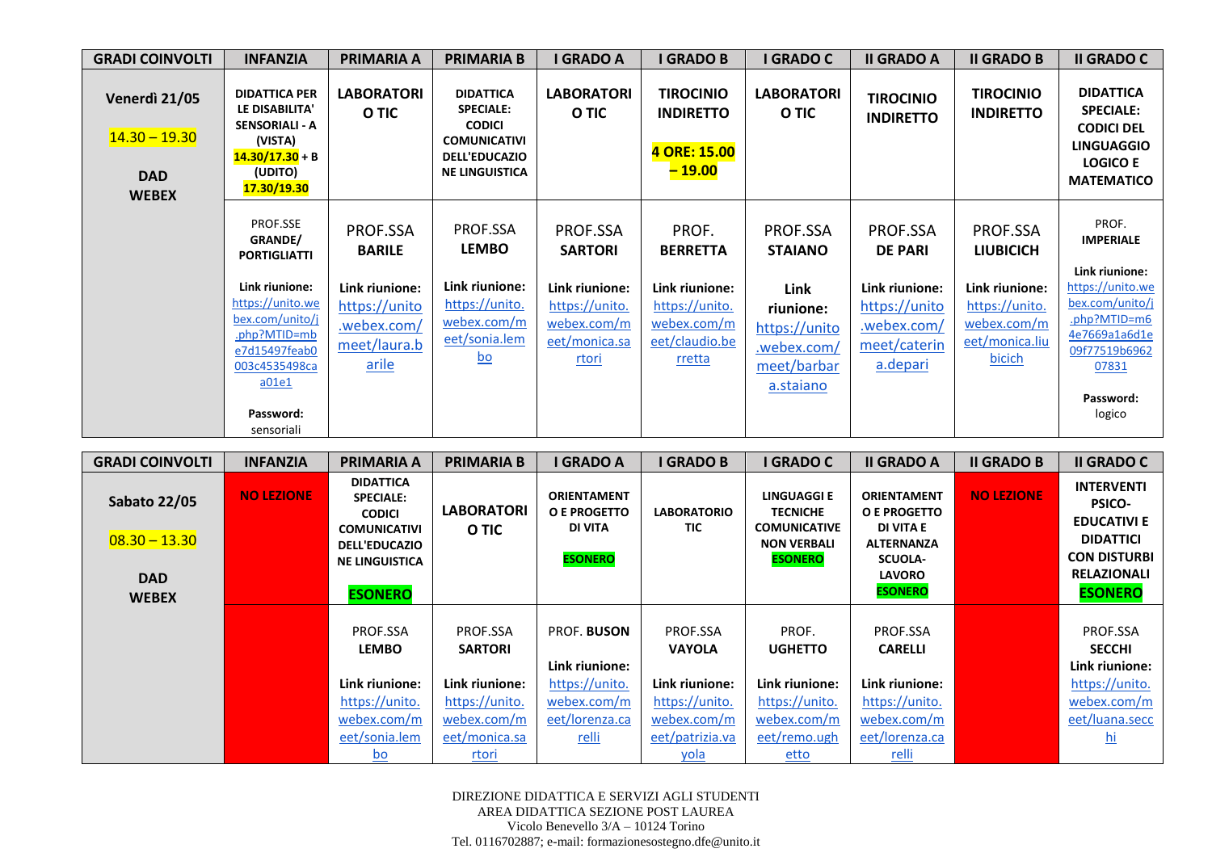| GRADI COINVOLTI | INFANZIA | PRIMARIA A | PRIMARIA B | I GRADO A | I GRADO B | I GRADO C | II GRADO A | II GRADO B | II GRADO C |
|---|---|---|---|---|---|---|---|---|---|
| **Venerdì 21/05** 14.30 – 19.30 **DAD WEBEX** | **DIDATTICA PER LE DISABILITA' SENSORIALI - A (VISTA) 14.30/17.30 + B (UDITO) 17.30/19.30** | **LABORATORIO TIC** | **DIDATTICA SPECIALE: CODICI COMUNICATIVI DELL'EDUCAZIONE LINGUISTICA** | **LABORATORIO TIC** | **TIROCINIO INDIRETTO** **4 ORE: 15.00 – 19.00** | **LABORATORIO TIC** | **TIROCINIO INDIRETTO** | **TIROCINIO INDIRETTO** | **DIDATTICA SPECIALE: CODICI DEL LINGUAGGIO LOGICO E MATEMATICO** |
| | PROF.SSE **GRANDE/ PORTIGLIATTI** **Link riunione:** https://unito.webex.com/unito/j.php?MTID=mbe7d15497feab0003c4535498caa01e1 **Password:** sensoriali | PROF.SSA **BARILE** **Link riunione:** https://unito.webex.com/meet/laura.barile | PROF.SSA **LEMBO** **Link riunione:** https://unito.webex.com/meet/sonia.lembo | PROF.SSA **SARTORI** **Link riunione:** https://unito.webex.com/meet/monica.sartori | PROF. **BERRETTA** **Link riunione:** https://unito.webex.com/meet/claudio.berretta | PROF.SSA **STAIANO** **Link riunione:** https://unito.webex.com/meet/barbara.staiano | PROF.SSA **DE PARI** **Link riunione:** https://unito.webex.com/meet/caterina.depari | PROF.SSA **LIUBICICH** **Link riunione:** https://unito.webex.com/meet/monica.liubicich | PROF. **IMPERIALE** **Link riunione:** https://unito.webex.com/unito/j.php?MTID=m64e7669a1a6d1e09f77519b696207831 **Password:** logico |

| GRADI COINVOLTI | INFANZIA | PRIMARIA A | PRIMARIA B | I GRADO A | I GRADO B | I GRADO C | II GRADO A | II GRADO B | II GRADO C |
|---|---|---|---|---|---|---|---|---|---|
| **Sabato 22/05** 08.30 – 13.30 **DAD WEBEX** | **NO LEZIONE** | **DIDATTICA SPECIALE: CODICI COMUNICATIVI DELL'EDUCAZIONE LINGUISTICA** **ESONERO** | **LABORATORIO TIC** | **ORIENTAMENTO E PROGETTO DI VITA** **ESONERO** | **LABORATORIO TIC** | **LINGUAGGI E TECNICHE COMUNICATIVE NON VERBALI** **ESONERO** | **ORIENTAMENTO E PROGETTO DI VITA E ALTERNANZA SCUOLA-LAVORO** **ESONERO** | **NO LEZIONE** | **INTERVENTI PSICO-EDUCATIVI E DIDATTICI CON DISTURBI RELAZIONALI** **ESONERO** |
| | | PROF.SSA **LEMBO** **Link riunione:** https://unito.webex.com/meet/sonia.lembo | PROF.SSA **SARTORI** **Link riunione:** https://unito.webex.com/meet/monica.sartori | PROF. **BUSON** **Link riunione:** https://unito.webex.com/meet/lorenza.carelli | PROF.SSA **VAYOLA** **Link riunione:** https://unito.webex.com/meet/patrizia.vayola | PROF. **UGHETTO** **Link riunione:** https://unito.webex.com/meet/remo.ughetto | PROF.SSA **CARELLI** **Link riunione:** https://unito.webex.com/meet/lorenza.carelli | | PROF.SSA **SECCHI** **Link riunione:** https://unito.webex.com/meet/luana.secchi |

DIREZIONE DIDATTICA E SERVIZI AGLI STUDENTI
AREA DIDATTICA SEZIONE POST LAUREA
Vicolo Benevello 3/A – 10124 Torino
Tel. 0116702887; e-mail: formazionesostegno.dfe@unito.it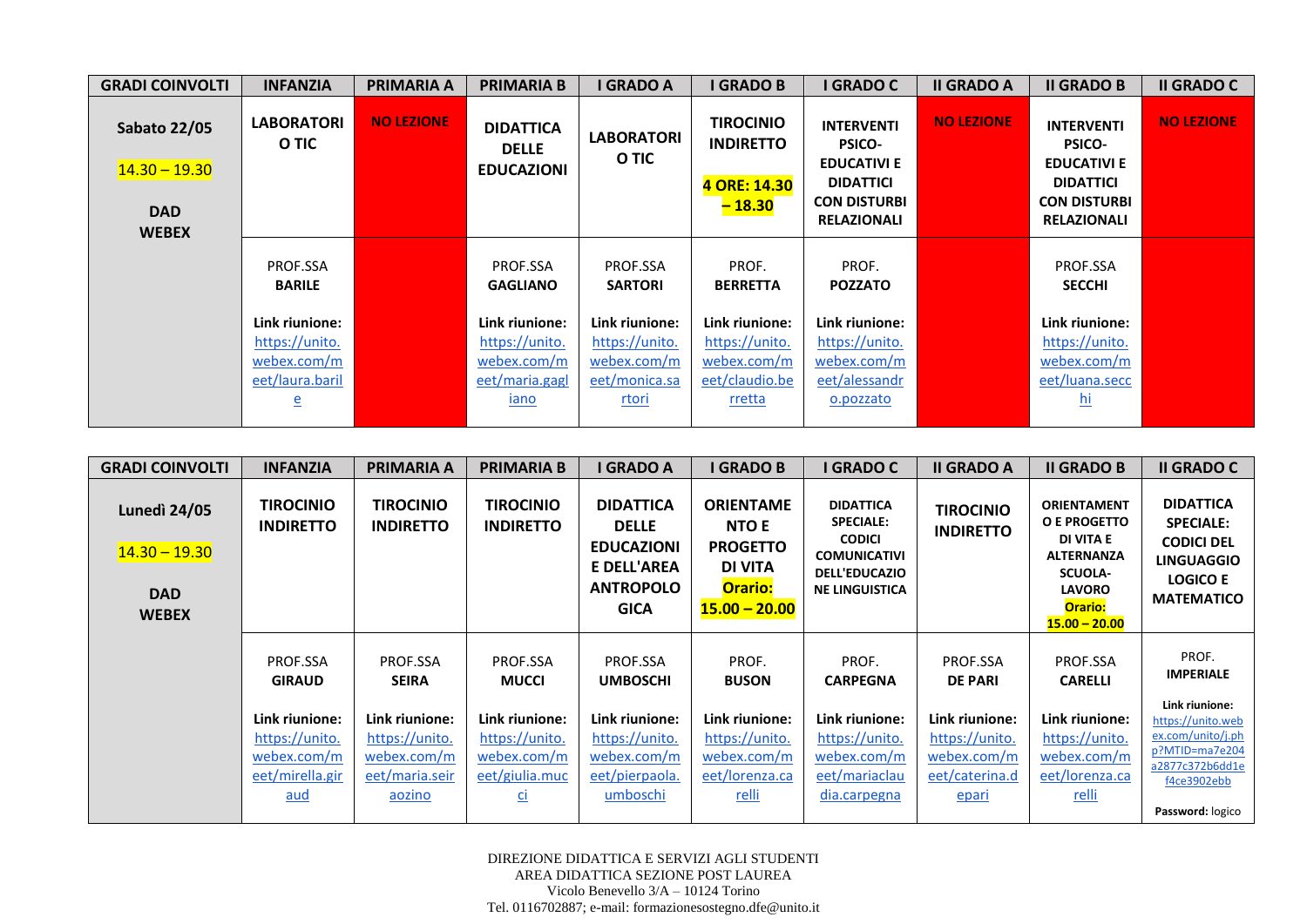| GRADI COINVOLTI | INFANZIA | PRIMARIA A | PRIMARIA B | I GRADO A | I GRADO B | I GRADO C | II GRADO A | II GRADO B | II GRADO C |
|---|---|---|---|---|---|---|---|---|---|
| **Sabato 22/05**<br><br>14.30 – 19.30<br><br>**DAD WEBEX** | **LABORATORIO TIC** | **NO LEZIONE** | **DIDATTICA DELLE EDUCAZIONI** | **LABORATORIO TIC** | **TIROCINIO INDIRETTO**<br><br>**4 ORE: 14.30 – 18.30** | **INTERVENTI PSICO-EDUCATIVI E DIDATTICI CON DISTURBI RELAZIONALI** | **NO LEZIONE** | **INTERVENTI PSICO-EDUCATIVI E DIDATTICI CON DISTURBI RELAZIONALI** | **NO LEZIONE** |
| | PROF.SSA **BARILE**<br><br>**Link riunione:** https://unito.webex.com/meet/laura.barile | | PROF.SSA **GAGLIANO**<br><br>**Link riunione:** https://unito.webex.com/meet/maria.gagliano | PROF.SSA **SARTORI**<br><br>**Link riunione:** https://unito.webex.com/meet/monica.sartori | PROF. **BERRETTA**<br><br>**Link riunione:** https://unito.webex.com/meet/claudio.berretta | PROF. **POZZATO**<br><br>**Link riunione:** https://unito.webex.com/meet/alessandro.pozzato | | PROF.SSA **SECCHI**<br><br>**Link riunione:** https://unito.webex.com/meet/luana.secchi | |

| GRADI COINVOLTI | INFANZIA | PRIMARIA A | PRIMARIA B | I GRADO A | I GRADO B | I GRADO C | II GRADO A | II GRADO B | II GRADO C |
|---|---|---|---|---|---|---|---|---|---|
| **Lunedì 24/05**<br><br>14.30 – 19.30<br><br>**DAD WEBEX** | **TIROCINIO INDIRETTO** | **TIROCINIO INDIRETTO** | **TIROCINIO INDIRETTO** | **DIDATTICA DELLE EDUCAZIONI E DELL'AREA ANTROPOLOGICA** | **ORIENTAMENTO E PROGETTO DI VITA**<br>**Orario: 15.00 – 20.00** | **DIDATTICA SPECIALE: CODICI COMUNICATIVI DELL'EDUCAZIONE LINGUISTICA** | **TIROCINIO INDIRETTO** | **ORIENTAMENTO E PROGETTO DI VITA E ALTERNANZA SCUOLA-LAVORO**<br>**Orario: 15.00 – 20.00** | **DIDATTICA SPECIALE: CODICI DEL LINGUAGGIO LOGICO E MATEMATICO** |
| | PROF.SSA **GIRAUD**<br><br>**Link riunione:** https://unito.webex.com/meet/mirella.giraud | PROF.SSA **SEIRA**<br><br>**Link riunione:** https://unito.webex.com/meet/maria.seiraozino | PROF.SSA **MUCCI**<br><br>**Link riunione:** https://unito.webex.com/meet/giulia.mucci | PROF.SSA **UMBOSCHI**<br><br>**Link riunione:** https://unito.webex.com/meet/pierpaola.umboschi | PROF. **BUSON**<br><br>**Link riunione:** https://unito.webex.com/meet/lorenza.carelli | PROF. **CARPEGNA**<br><br>**Link riunione:** https://unito.webex.com/meet/mariaclaudia.carpegna | PROF.SSA **DE PARI**<br><br>**Link riunione:** https://unito.webex.com/meet/caterina.depari | PROF.SSA **CARELLI**<br><br>**Link riunione:** https://unito.webex.com/meet/lorenza.carelli | PROF. **IMPERIALE**<br><br>**Link riunione:** https://unito.webex.com/unito/j.php?MTID=ma7e204a2877c372b6dd1ef4ce3902ebb<br><br>**Password:** logico |

DIREZIONE DIDATTICA E SERVIZI AGLI STUDENTI
AREA DIDATTICA SEZIONE POST LAUREA
Vicolo Benevello 3/A – 10124 Torino
Tel. 0116702887; e-mail: formazionesostegno.dfe@unito.it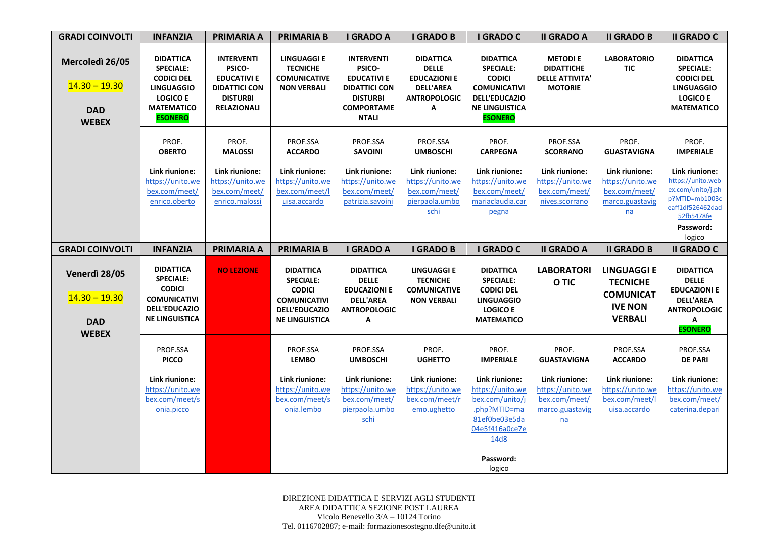| GRADI COINVOLTI | INFANZIA | PRIMARIA A | PRIMARIA B | I GRADO A | I GRADO B | I GRADO C | II GRADO A | II GRADO B | II GRADO C |
|---|---|---|---|---|---|---|---|---|---|
| **Mercoledì 26/05**<br>14.30 – 19.30<br>**DAD WEBEX** | **DIDATTICA SPECIALE: CODICI DEL LINGUAGGIO LOGICO E MATEMATICO ESONERO** | **INTERVENTI PSICO-EDUCATIVI E DIDATTICI CON DISTURBI RELAZIONALI** | **LINGUAGGI E TECNICHE COMUNICATIVE NON VERBALI** | **INTERVENTI PSICO-EDUCATIVI E DIDATTICI CON DISTURBI COMPORTAMENTALI** | **DIDATTICA DELLE EDUCAZIONI E DELL'AREA ANTROPOLOGICA** | **DIDATTICA SPECIALE: CODICI COMUNICATIVI DELL'EDUCAZIONE LINGUISTICA ESONERO** | **METODI E DIDATTICHE DELLE ATTIVITA' MOTORIE** | **LABORATORIO TIC** | **DIDATTICA SPECIALE: CODICI DEL LINGUAGGIO LOGICO E MATEMATICO** |
| | PROF. **OBERTO**<br>**Link riunione:** https://unito.webex.com/meet/enrico.oberto | PROF. **MALOSSI**<br>**Link riunione:** https://unito.webex.com/meet/enrico.malossi | PROF.SSA **ACCARDO**<br>**Link riunione:** https://unito.webex.com/meet/luisa.accardo | PROF.SSA **SAVOINI**<br>**Link riunione:** https://unito.webex.com/meet/patrizia.savoini | PROF.SSA **UMBOSCHI**<br>**Link riunione:** https://unito.webex.com/meet/pierpaola.umboschi | PROF. **CARPEGNA**<br>**Link riunione:** https://unito.webex.com/meet/mariaclaudia.carpegna | PROF.SSA **SCORRANO**<br>**Link riunione:** https://unito.webex.com/meet/nives.scorrano | PROF. **GUASTAVIGNA**<br>**Link riunione:** https://unito.webex.com/meet/marco.guastavigna | PROF. **IMPERIALE**<br>**Link riunione:** https://unito.webex.com/unito/j.php?MTID=mb1003ceaff1df526462dad52fb5478fe<br>**Password:** logico |
| **GRADI COINVOLTI** | **INFANZIA** | **PRIMARIA A** | **PRIMARIA B** | **I GRADO A** | **I GRADO B** | **I GRADO C** | **II GRADO A** | **II GRADO B** | **II GRADO C** |
| **Venerdì 28/05**<br>14.30 – 19.30<br>**DAD WEBEX** | **DIDATTICA SPECIALE: CODICI COMUNICATIVI DELL'EDUCAZIONE LINGUISTICA** | **NO LEZIONE** | **DIDATTICA SPECIALE: CODICI COMUNICATIVI DELL'EDUCAZIONE LINGUISTICA** | **DIDATTICA DELLE EDUCAZIONI E DELL'AREA ANTROPOLOGICA** | **LINGUAGGI E TECNICHE COMUNICATIVE NON VERBALI** | **DIDATTICA SPECIALE: CODICI DEL LINGUAGGIO LOGICO E MATEMATICO** | **LABORATORIO TIC** | **LINGUAGGI E TECNICHE COMUNICATIVE NON VERBALI** | **DIDATTICA DELLE EDUCAZIONI E DELL'AREA ANTROPOLOGICA ESONERO** |
| | PROF.SSA **PICCO**<br>**Link riunione:** https://unito.webex.com/meet/sonia.picco | | PROF.SSA **LEMBO**<br>**Link riunione:** https://unito.webex.com/meet/sonia.lembo | PROF.SSA **UMBOSCHI**<br>**Link riunione:** https://unito.webex.com/meet/pierpaola.umboschi | PROF. **UGHETTO**<br>**Link riunione:** https://unito.webex.com/meet/remo.ughetto | PROF. **IMPERIALE**<br>**Link riunione:** https://unito.webex.com/unito/j.php?MTID=ma81ef0be03e5da04e5f416a0ce7e14d8<br>**Password:** logico | PROF. **GUASTAVIGNA**<br>**Link riunione:** https://unito.webex.com/meet/marco.guastavigna | PROF.SSA **ACCARDO**<br>**Link riunione:** https://unito.webex.com/meet/luisa.accardo | PROF.SSA **DE PARI**<br>**Link riunione:** https://unito.webex.com/meet/caterina.depari |

DIREZIONE DIDATTICA E SERVIZI AGLI STUDENTI
AREA DIDATTICA SEZIONE POST LAUREA
Vicolo Benevello 3/A – 10124 Torino
Tel. 0116702887; e-mail: formazionesostegno.dfe@unito.it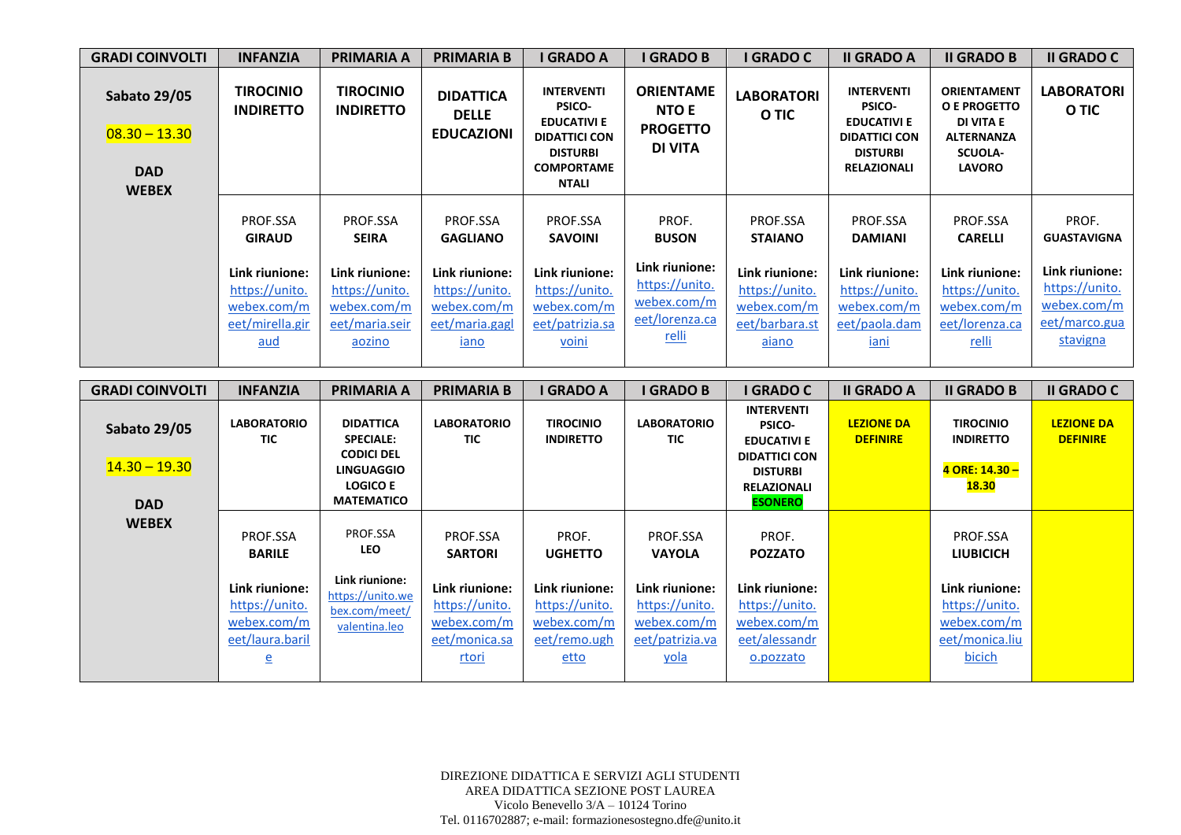| GRADI COINVOLTI | INFANZIA | PRIMARIA A | PRIMARIA B | I GRADO A | I GRADO B | I GRADO C | II GRADO A | II GRADO B | II GRADO C |
|---|---|---|---|---|---|---|---|---|---|
| **Sabato 29/05** 08.30 – 13.30 **DAD WEBEX** | **TIROCINIO INDIRETTO** | **TIROCINIO INDIRETTO** | **DIDATTICA DELLE EDUCAZIONI** | **INTERVENTI PSICO-EDUCATIVI E DIDATTICI CON DISTURBI COMPORTAMENTALI** | **ORIENTAMENTO E PROGETTO DI VITA** | **LABORATORIO TIC** | **INTERVENTI PSICO-EDUCATIVI E DIDATTICI CON DISTURBI RELAZIONALI** | **ORIENTAMENTO E PROGETTO DI VITA E ALTERNANZA SCUOLA-LAVORO** | **LABORATORIO TIC** |
| | PROF.SSA **GIRAUD** **Link riunione:** https://unito.webex.com/meet/mirella.giraud | PROF.SSA **SEIRA** **Link riunione:** https://unito.webex.com/meet/maria.seiraozino | PROF.SSA **GAGLIANO** **Link riunione:** https://unito.webex.com/meet/maria.gagliano | PROF.SSA **SAVOINI** **Link riunione:** https://unito.webex.com/meet/patrizia.savoini | PROF. **BUSON** **Link riunione:** https://unito.webex.com/meet/lorenza.carelli | PROF.SSA **STAIANO** **Link riunione:** https://unito.webex.com/meet/barbara.staiano | PROF.SSA **DAMIANI** **Link riunione:** https://unito.webex.com/meet/paola.damiani | PROF.SSA **CARELLI** **Link riunione:** https://unito.webex.com/meet/lorenza.carelli | PROF. **GUASTAVIGNA** **Link riunione:** https://unito.webex.com/meet/marco.guastavigna |

| GRADI COINVOLTI | INFANZIA | PRIMARIA A | PRIMARIA B | I GRADO A | I GRADO B | I GRADO C | II GRADO A | II GRADO B | II GRADO C |
|---|---|---|---|---|---|---|---|---|---|
| **Sabato 29/05** 14.30 – 19.30 **DAD WEBEX** | **LABORATORIO TIC** | **DIDATTICA SPECIALE: CODICI DEL LINGUAGGIO LOGICO E MATEMATICO** | **LABORATORIO TIC** | **TIROCINIO INDIRETTO** | **LABORATORIO TIC** | **INTERVENTI PSICO-EDUCATIVI E DIDATTICI CON DISTURBI RELAZIONALI ESONERO** | **LEZIONE DA DEFINIRE** | **TIROCINIO INDIRETTO** **4 ORE: 14.30 – 18.30** | **LEZIONE DA DEFINIRE** |
| | PROF.SSA **BARILE** **Link riunione:** https://unito.webex.com/meet/laura.barile | PROF.SSA **LEO** **Link riunione:** https://unito.webex.com/meet/valentina.leo | PROF.SSA **SARTORI** **Link riunione:** https://unito.webex.com/meet/monica.sartori | PROF. **UGHETTO** **Link riunione:** https://unito.webex.com/meet/remo.ughetto | PROF.SSA **VAYOLA** **Link riunione:** https://unito.webex.com/meet/patrizia.vayola | PROF. **POZZATO** **Link riunione:** https://unito.webex.com/meet/alessandro.pozzato | | PROF.SSA **LIUBICICH** **Link riunione:** https://unito.webex.com/meet/monica.liubicich | |

DIREZIONE DIDATTICA E SERVIZI AGLI STUDENTI
AREA DIDATTICA SEZIONE POST LAUREA
Vicolo Benevello 3/A – 10124 Torino
Tel. 0116702887; e-mail: formazionesostegno.dfe@unito.it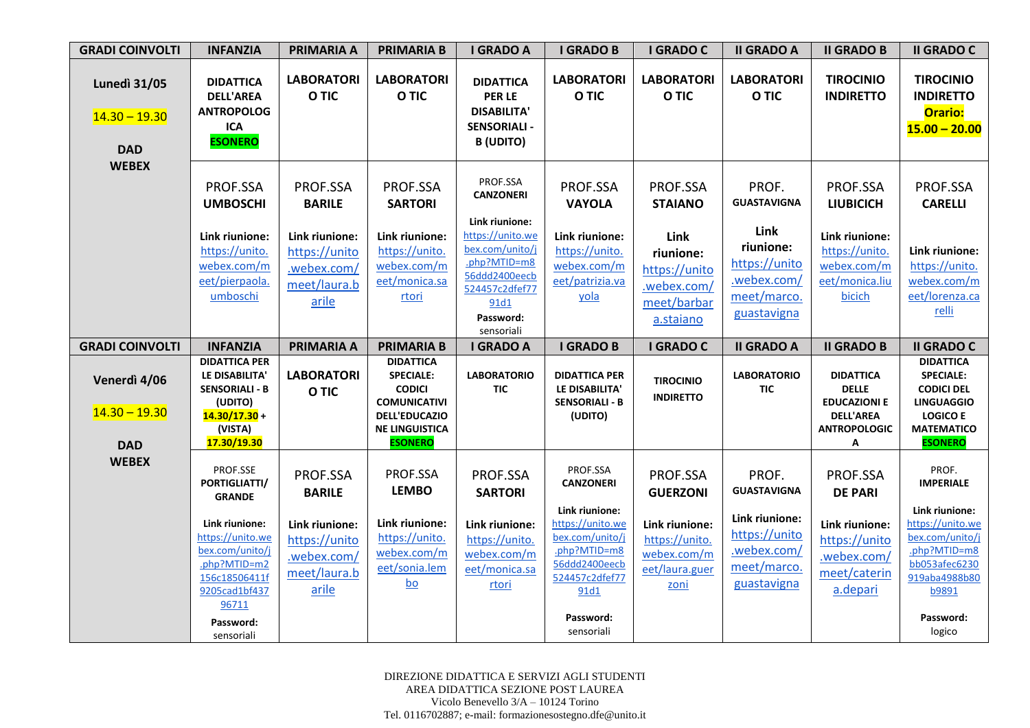| GRADI COINVOLTI | INFANZIA | PRIMARIA A | PRIMARIA B | I GRADO A | I GRADO B | I GRADO C | II GRADO A | II GRADO B | II GRADO C |
|---|---|---|---|---|---|---|---|---|---|
| **Lunedì 31/05** 14.30 – 19.30 **DAD WEBEX** | **DIDATTICA DELL'AREA ANTROPOLOGICA** **ESONERO** | **LABORATORIO TIC** | **LABORATORIO TIC** | **DIDATTICA PER LE DISABILITA' SENSORIALI - B (UDITO)** | **LABORATORIO TIC** | **LABORATORIO TIC** | **LABORATORIO TIC** | **TIROCINIO INDIRETTO** | **TIROCINIO INDIRETTO** **Orario: 15.00 – 20.00** |
| | PROF.SSA **UMBOSCHI** **Link riunione:** https://unito.webex.com/meet/pierpaola.umboschi | PROF.SSA **BARILE** **Link riunione:** https://unito.webex.com/meet/laura.barile | PROF.SSA **SARTORI** **Link riunione:** https://unito.webex.com/meet/monica.sartori | PROF.SSA **CANZONERI** **Link riunione:** https://unito.webex.com/unito/j.php?MTID=m856ddd2400eecb524457c2dfef7791d1 **Password:** sensoriali | PROF.SSA **VAYOLA** **Link riunione:** https://unito.webex.com/meet/patrizia.vayola | PROF.SSA **STAIANO** **Link riunione:** https://unito.webex.com/meet/barbara.staiano | PROF. **GUASTAVIGNA** **Link riunione:** https://unito.webex.com/meet/marco.guastavigna | PROF.SSA **LIUBICICH** **Link riunione:** https://unito.webex.com/meet/monica.liubicich | PROF.SSA **CARELLI** **Link riunione:** https://unito.webex.com/meet/lorenza.carelli |
| **GRADI COINVOLTI** | **INFANZIA** | **PRIMARIA A** | **PRIMARIA B** | **I GRADO A** | **I GRADO B** | **I GRADO C** | **II GRADO A** | **II GRADO B** | **II GRADO C** |
| **Venerdì 4/06** 14.30 – 19.30 **DAD WEBEX** | **DIDATTICA PER LE DISABILITA' SENSORIALI - B (UDITO)** **14.30/17.30** + **(VISTA)** **17.30/19.30** | **LABORATORIO TIC** | **DIDATTICA SPECIALE: CODICI COMUNICATIVI DELL'EDUCAZIONE LINGUISTICA** **ESONERO** | **LABORATORIO TIC** | **DIDATTICA PER LE DISABILITA' SENSORIALI - B (UDITO)** | **TIROCINIO INDIRETTO** | **LABORATORIO TIC** | **DIDATTICA DELLE EDUCAZIONI E DELL'AREA ANTROPOLOGICA** | **DIDATTICA SPECIALE: CODICI DEL LINGUAGGIO LOGICO E MATEMATICO** **ESONERO** |
| | PROF.SSE **PORTIGLIATTI/ GRANDE** **Link riunione:** https://unito.webex.com/unito/j.php?MTID=m2156c18506411f9205cad1bf43796711 **Password:** sensoriali | PROF.SSA **BARILE** **Link riunione:** https://unito.webex.com/meet/laura.barile | PROF.SSA **LEMBO** **Link riunione:** https://unito.webex.com/meet/sonia.lembo | PROF.SSA **SARTORI** **Link riunione:** https://unito.webex.com/meet/monica.sartori | PROF.SSA **CANZONERI** **Link riunione:** https://unito.webex.com/unito/j.php?MTID=m856ddd2400eecb524457c2dfef7791d1 **Password:** sensoriali | PROF.SSA **GUERZONI** **Link riunione:** https://unito.webex.com/meet/laura.guerzoni | PROF. **GUASTAVIGNA** **Link riunione:** https://unito.webex.com/meet/marco.guastavigna | PROF.SSA **DE PARI** **Link riunione:** https://unito.webex.com/meet/caterina.depari | PROF. **IMPERIALE** **Link riunione:** https://unito.webex.com/unito/j.php?MTID=m8bb053afec6230919aba4988b80b9891 **Password:** logico |

DIREZIONE DIDATTICA E SERVIZI AGLI STUDENTI
AREA DIDATTICA SEZIONE POST LAUREA
Vicolo Benevello 3/A – 10124 Torino
Tel. 0116702887; e-mail: formazionesostegno.dfe@unito.it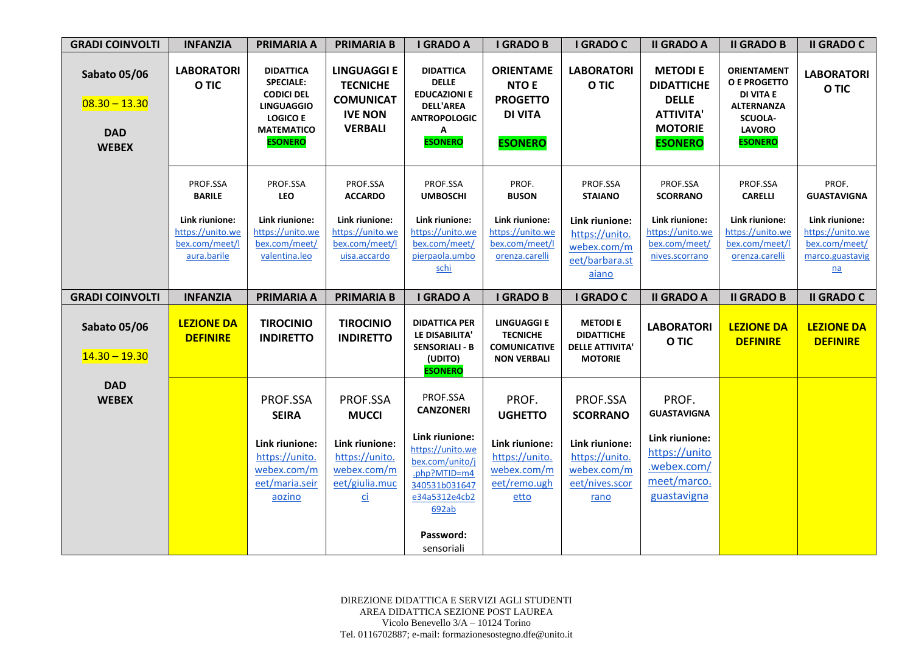| GRADI COINVOLTI | INFANZIA | PRIMARIA A | PRIMARIA B | I GRADO A | I GRADO B | I GRADO C | II GRADO A | II GRADO B | II GRADO C |
|---|---|---|---|---|---|---|---|---|---|
| **Sabato 05/06** 08.30 – 13.30 **DAD WEBEX** | **LABORATORIO TIC** | **DIDATTICA SPECIALE: CODICI DEL LINGUAGGIO LOGICO E MATEMATICO** **ESONERO** | **LINGUAGGI E TECNICHE COMUNICATIVE NON VERBALI** | **DIDATTICA DELLE EDUCAZIONI E DELL'AREA ANTROPOLOGICA** **ESONERO** | **ORIENTAMENTO E PROGETTO DI VITA** **ESONERO** | **LABORATORIO TIC** | **METODI E DIDATTICHE DELLE ATTIVITA' MOTORIE** **ESONERO** | **ORIENTAMENTO E PROGETTO DI VITA E ALTERNANZA SCUOLA-LAVORO** **ESONERO** | **LABORATORIO TIC** |
| | PROF.SSA **BARILE** **Link riunione:** https://unito.webex.com/meet/laura.barile | PROF.SSA **LEO** **Link riunione:** https://unito.webex.com/meet/valentina.leo | PROF.SSA **ACCARDO** **Link riunione:** https://unito.webex.com/meet/luisa.accardo | PROF.SSA **UMBOSCHI** **Link riunione:** https://unito.webex.com/meet/pierpaola.umboschi | PROF. **BUSON** **Link riunione:** https://unito.webex.com/meet/lorenza.carelli | PROF.SSA **STAIANO** **Link riunione:** https://unito.webex.com/meet/barbara.staiano | PROF.SSA **SCORRANO** **Link riunione:** https://unito.webex.com/meet/nives.scorrano | PROF.SSA **CARELLI** **Link riunione:** https://unito.webex.com/meet/lorenza.carelli | PROF. **GUASTAVIGNA** **Link riunione:** https://unito.webex.com/meet/marco.guastavigna |
| **GRADI COINVOLTI** | **INFANZIA** | **PRIMARIA A** | **PRIMARIA B** | **I GRADO A** | **I GRADO B** | **I GRADO C** | **II GRADO A** | **II GRADO B** | **II GRADO C** |
| **Sabato 05/06** 14.30 – 19.30 **DAD WEBEX** | **LEZIONE DA DEFINIRE** | **TIROCINIO INDIRETTO** | **TIROCINIO INDIRETTO** | **DIDATTICA PER LE DISABILITA' SENSORIALI - B (UDITO)** **ESONERO** | **LINGUAGGI E TECNICHE COMUNICATIVE NON VERBALI** | **METODI E DIDATTICHE DELLE ATTIVITA' MOTORIE** | **LABORATORIO TIC** | **LEZIONE DA DEFINIRE** | **LEZIONE DA DEFINIRE** |
| | | PROF.SSA **SEIRA** **Link riunione:** https://unito.webex.com/meet/maria.seiraozino | PROF.SSA **MUCCI** **Link riunione:** https://unito.webex.com/meet/giulia.mucci | PROF.SSA **CANZONERI** **Link riunione:** https://unito.webex.com/unito/j.php?MTID=m4340531b031647e34a5312e4cb2692ab **Password:** sensoriali | PROF. **UGHETTO** **Link riunione:** https://unito.webex.com/meet/remo.ughetto | PROF.SSA **SCORRANO** **Link riunione:** https://unito.webex.com/meet/nives.scorrano | PROF. **GUASTAVIGNA** **Link riunione:** https://unito.webex.com/meet/marco.guastavigna | | |

DIREZIONE DIDATTICA E SERVIZI AGLI STUDENTI
AREA DIDATTICA SEZIONE POST LAUREA
Vicolo Benevello 3/A – 10124 Torino
Tel. 0116702887; e-mail: formazionesostegno.dfe@unito.it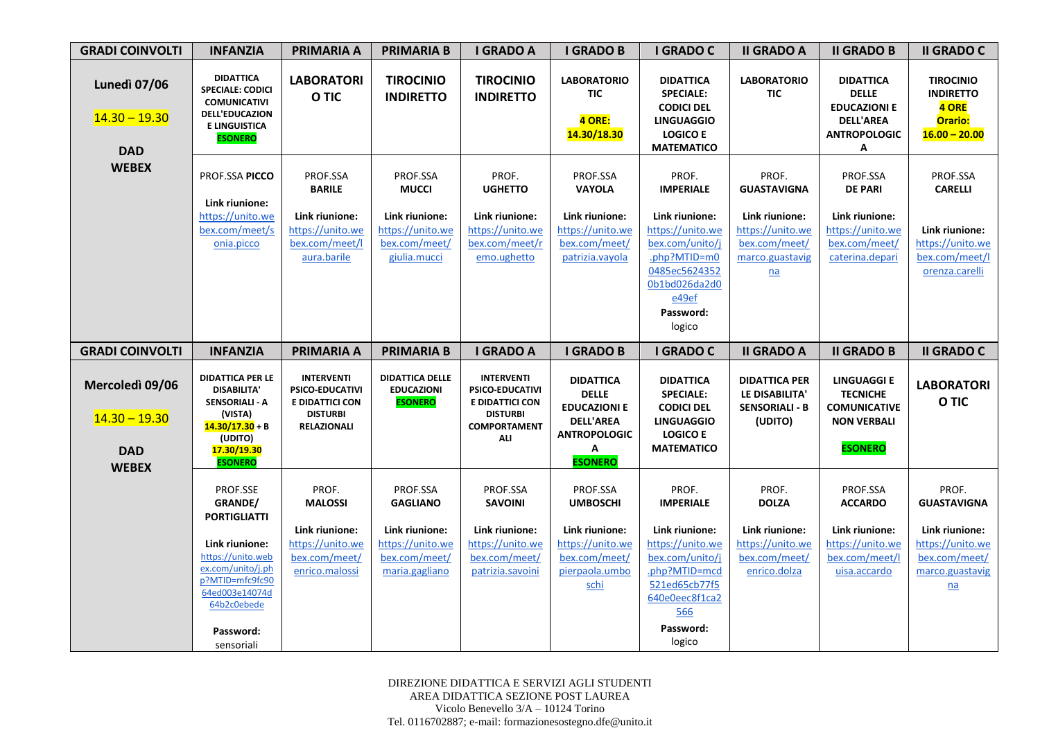| GRADI COINVOLTI | INFANZIA | PRIMARIA A | PRIMARIA B | I GRADO A | I GRADO B | I GRADO C | II GRADO A | II GRADO B | II GRADO C |
|---|---|---|---|---|---|---|---|---|---|
| **Lunedì 07/06** 14.30 – 19.30 **DAD WEBEX** | **DIDATTICA SPECIALE: CODICI COMUNICATIVI DELL'EDUCAZIONE LINGUISTICA** **ESONERO** | **LABORATORIO TIC** | **TIROCINIO INDIRETTO** | **TIROCINIO INDIRETTO** | **LABORATORIO TIC** **4 ORE: 14.30/18.30** | **DIDATTICA SPECIALE: CODICI DEL LINGUAGGIO LOGICO E MATEMATICO** | **LABORATORIO TIC** | **DIDATTICA DELLE EDUCAZIONI E DELL'AREA ANTROPOLOGICA** | **TIROCINIO INDIRETTO** **4 ORE Orario: 16.00 – 20.00** |
| | PROF.SSA **PICCO** **Link riunione:** https://unito.webex.com/meet/sonia.picco | PROF.SSA **BARILE** **Link riunione:** https://unito.webex.com/meet/laura.barile | PROF.SSA **MUCCI** **Link riunione:** https://unito.webex.com/meet/giulia.mucci | PROF. **UGHETTO** **Link riunione:** https://unito.webex.com/meet/remo.ughetto | PROF.SSA **VAYOLA** **Link riunione:** https://unito.webex.com/meet/patrizia.vayola | PROF. **IMPERIALE** **Link riunione:** https://unito.webex.com/unito/j.php?MTID=m00485ec56243520b1bd026da2d0e49ef **Password:** logico | PROF. **GUASTAVIGNA** **Link riunione:** https://unito.webex.com/meet/marco.guastavigna | PROF.SSA **DE PARI** **Link riunione:** https://unito.webex.com/meet/caterina.depari | PROF.SSA **CARELLI** **Link riunione:** https://unito.webex.com/meet/lorenza.carelli |
| **GRADI COINVOLTI** | **INFANZIA** | **PRIMARIA A** | **PRIMARIA B** | **I GRADO A** | **I GRADO B** | **I GRADO C** | **II GRADO A** | **II GRADO B** | **II GRADO C** |
| **Mercoledì 09/06** 14.30 – 19.30 **DAD WEBEX** | **DIDATTICA PER LE DISABILITA' SENSORIALI - A (VISTA)** **14.30/17.30** + **B (UDITO)** **17.30/19.30** **ESONERO** | **INTERVENTI PSICO-EDUCATIVI E DIDATTICI CON DISTURBI RELAZIONALI** | **DIDATTICA DELLE EDUCAZIONI** **ESONERO** | **INTERVENTI PSICO-EDUCATIVI E DIDATTICI CON DISTURBI COMPORTAMENTALI** | **DIDATTICA DELLE EDUCAZIONI E DELL'AREA ANTROPOLOGICA** **ESONERO** | **DIDATTICA SPECIALE: CODICI DEL LINGUAGGIO LOGICO E MATEMATICO** | **DIDATTICA PER LE DISABILITA' SENSORIALI - B (UDITO)** | **LINGUAGGI E TECNICHE COMUNICATIVE NON VERBALI** **ESONERO** | **LABORATORIO TIC** |
| | PROF.SSE **GRANDE/ PORTIGLIATTI** **Link riunione:** https://unito.webex.com/unito/j.php?MTID=mfc9fc9064ed003e14074d64b2c0ebede **Password:** sensoriali | PROF. **MALOSSI** **Link riunione:** https://unito.webex.com/meet/enrico.malossi | PROF.SSA **GAGLIANO** **Link riunione:** https://unito.webex.com/meet/maria.gagliano | PROF.SSA **SAVOINI** **Link riunione:** https://unito.webex.com/meet/patrizia.savoini | PROF.SSA **UMBOSCHI** **Link riunione:** https://unito.webex.com/meet/pierpaola.umboschi | PROF. **IMPERIALE** **Link riunione:** https://unito.webex.com/unito/j.php?MTID=mcd521ed65cb77f5640e0eec8f1ca2566 **Password:** logico | PROF. **DOLZA** **Link riunione:** https://unito.webex.com/meet/enrico.dolza | PROF.SSA **ACCARDO** **Link riunione:** https://unito.webex.com/meet/luisa.accardo | PROF. **GUASTAVIGNA** **Link riunione:** https://unito.webex.com/meet/marco.guastavigna |

DIREZIONE DIDATTICA E SERVIZI AGLI STUDENTI
AREA DIDATTICA SEZIONE POST LAUREA
Vicolo Benevello 3/A – 10124 Torino
Tel. 0116702887; e-mail: formazionesostegno.dfe@unito.it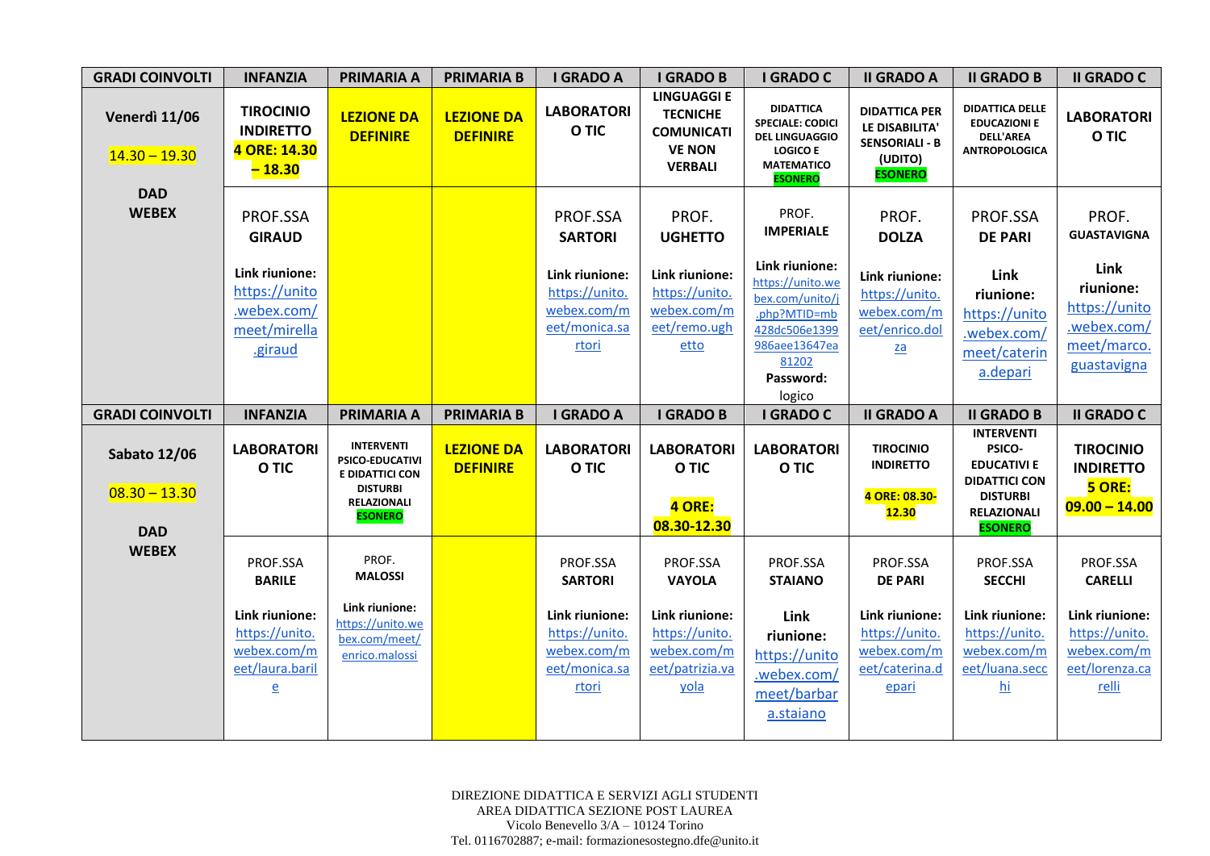| GRADI COINVOLTI | INFANZIA | PRIMARIA A | PRIMARIA B | I GRADO A | I GRADO B | I GRADO C | II GRADO A | II GRADO B | II GRADO C |
|---|---|---|---|---|---|---|---|---|---|
| **Venerdì 11/06** 14.30 – 19.30 **DAD WEBEX** | **TIROCINIO INDIRETTO 4 ORE: 14.30 – 18.30** | **LEZIONE DA DEFINIRE** | **LEZIONE DA DEFINIRE** | **LABORATORIO TIC** | **LINGUAGGI E TECNICHE COMUNICATIVE NON VERBALI** | **DIDATTICA SPECIALE: CODICI DEL LINGUAGGIO LOGICO E MATEMATICO ESONERO** | **DIDATTICA PER LE DISABILITA' SENSORIALI - B (UDITO) ESONERO** | **DIDATTICA DELLE EDUCAZIONI E DELL'AREA ANTROPOLOGICA** | **LABORATORIO TIC** |
| | PROF.SSA **GIRAUD** **Link riunione:** https://unito.webex.com/meet/mirella.giraud | | | PROF.SSA **SARTORI** **Link riunione:** https://unito.webex.com/meet/monica.sartori | PROF. **UGHETTO** **Link riunione:** https://unito.webex.com/meet/remo.ughetto | PROF. **IMPERIALE** **Link riunione:** https://unito.webex.com/unito/j.php?MTID=mb428dc506e1399986aee13647ea81202 **Password:** logico | PROF. **DOLZA** **Link riunione:** https://unito.webex.com/meet/enrico.dolza | PROF.SSA **DE PARI** **Link riunione:** https://unito.webex.com/meet/caterina.depari | PROF. **GUASTAVIGNA** **Link riunione:** https://unito.webex.com/meet/marco.guastavigna |
| **GRADI COINVOLTI** | **INFANZIA** | **PRIMARIA A** | **PRIMARIA B** | **I GRADO A** | **I GRADO B** | **I GRADO C** | **II GRADO A** | **II GRADO B** | **II GRADO C** |
| **Sabato 12/06** 08.30 – 13.30 **DAD WEBEX** | **LABORATORIO TIC** | **INTERVENTI PSICO-EDUCATIVI E DIDATTICI CON DISTURBI RELAZIONALI ESONERO** | **LEZIONE DA DEFINIRE** | **LABORATORIO TIC** | **LABORATORIO TIC 4 ORE: 08.30-12.30** | **LABORATORIO TIC** | **TIROCINIO INDIRETTO 4 ORE: 08.30-12.30** | **INTERVENTI PSICO-EDUCATIVI E DIDATTICI CON DISTURBI RELAZIONALI ESONERO** | **TIROCINIO INDIRETTO 5 ORE: 09.00 – 14.00** |
| | PROF.SSA **BARILE** **Link riunione:** https://unito.webex.com/meet/laura.barile | PROF. **MALOSSI** **Link riunione:** https://unito.webex.com/meet/enrico.malossi | | PROF.SSA **SARTORI** **Link riunione:** https://unito.webex.com/meet/monica.sartori | PROF.SSA **VAYOLA** **Link riunione:** https://unito.webex.com/meet/patrizia.vayola | PROF.SSA **STAIANO** **Link riunione:** https://unito.webex.com/meet/barbara.staiano | PROF.SSA **DE PARI** **Link riunione:** https://unito.webex.com/meet/caterina.depari | PROF.SSA **SECCHI** **Link riunione:** https://unito.webex.com/meet/luana.secchi | PROF.SSA **CARELLI** **Link riunione:** https://unito.webex.com/meet/lorenza.carelli |

DIREZIONE DIDATTICA E SERVIZI AGLI STUDENTI
AREA DIDATTICA SEZIONE POST LAUREA
Vicolo Benevello 3/A – 10124 Torino
Tel. 0116702887; e-mail: formazionesostegno.dfe@unito.it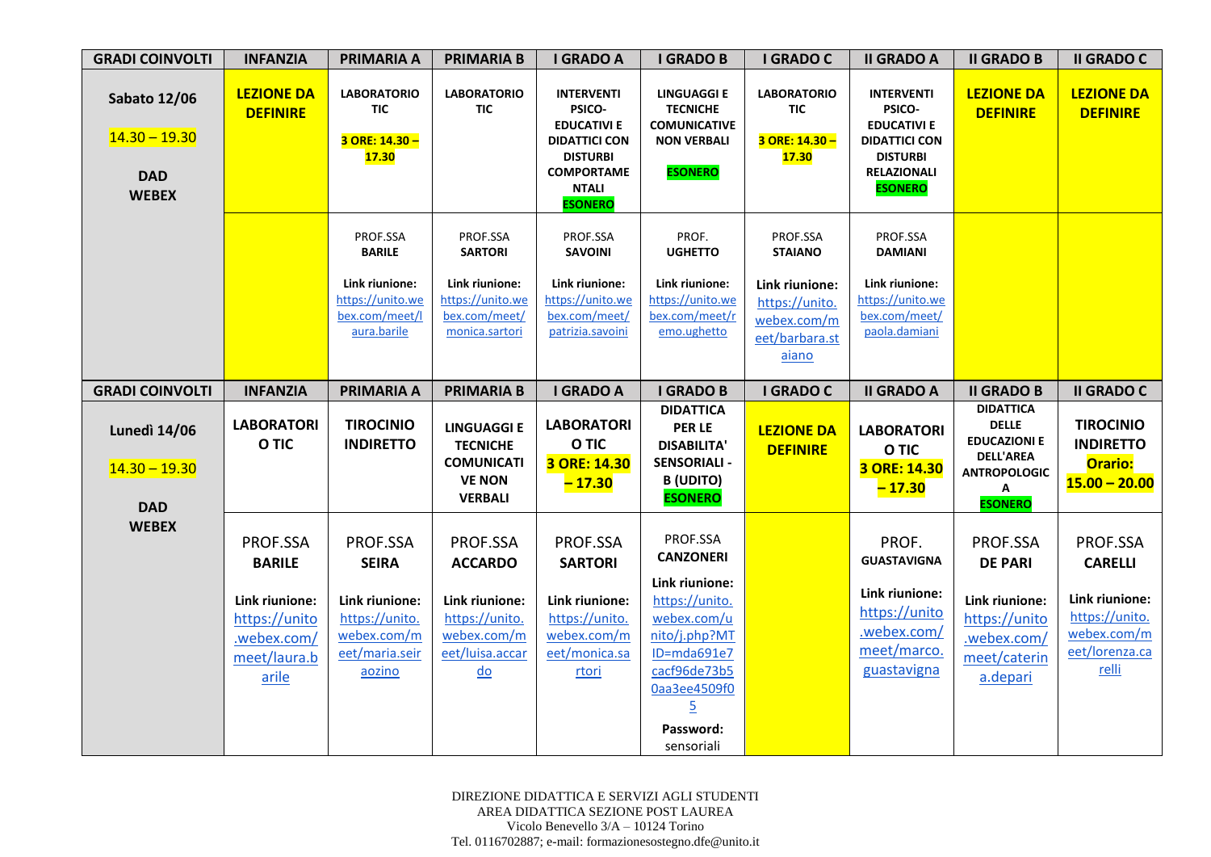| GRADI COINVOLTI | INFANZIA | PRIMARIA A | PRIMARIA B | I GRADO A | I GRADO B | I GRADO C | II GRADO A | II GRADO B | II GRADO C |
|---|---|---|---|---|---|---|---|---|---|
| **Sabato 12/06**<br>14.30 – 19.30<br>**DAD WEBEX** | **LEZIONE DA DEFINIRE** | **LABORATORIO TIC**<br>**3 ORE: 14.30 – 17.30** | **LABORATORIO TIC** | **INTERVENTI PSICO-EDUCATIVI E DIDATTICI CON DISTURBI COMPORTAMENTALI**<br>**ESONERO** | **LINGUAGGI E TECNICHE COMUNICATIVE NON VERBALI**<br>**ESONERO** | **LABORATORIO TIC**<br>**3 ORE: 14.30 – 17.30** | **INTERVENTI PSICO-EDUCATIVI E DIDATTICI CON DISTURBI RELAZIONALI**<br>**ESONERO** | **LEZIONE DA DEFINIRE** | **LEZIONE DA DEFINIRE** |
| | | PROF.SSA **BARILE**<br>**Link riunione:** https://unito.webex.com/meet/laura.barile | PROF.SSA **SARTORI**<br>**Link riunione:** https://unito.webex.com/meet/monica.sartori | PROF.SSA **SAVOINI**<br>**Link riunione:** https://unito.webex.com/meet/patrizia.savoini | PROF. **UGHETTO**<br>**Link riunione:** https://unito.webex.com/meet/remo.ughetto | PROF.SSA **STAIANO**<br>**Link riunione:** https://unito.webex.com/meet/barbara.staiano | PROF.SSA **DAMIANI**<br>**Link riunione:** https://unito.webex.com/meet/paola.damiani | | |
| **GRADI COINVOLTI** | **INFANZIA** | **PRIMARIA A** | **PRIMARIA B** | **I GRADO A** | **I GRADO B** | **I GRADO C** | **II GRADO A** | **II GRADO B** | **II GRADO C** |
| **Lunedì 14/06**<br>14.30 – 19.30<br>**DAD WEBEX** | **LABORATORIO TIC** | **TIROCINIO INDIRETTO** | **LINGUAGGI E TECNICHE COMUNICATIVE NON VERBALI** | **LABORATORIO TIC**<br>**3 ORE: 14.30 – 17.30** | **DIDATTICA PER LE DISABILITA' SENSORIALI - B (UDITO)**<br>**ESONERO** | **LEZIONE DA DEFINIRE** | **LABORATORIO TIC**<br>**3 ORE: 14.30 – 17.30** | **DIDATTICA DELLE EDUCAZIONI E DELL'AREA ANTROPOLOGICA**<br>**ESONERO** | **TIROCINIO INDIRETTO**<br>**Orario: 15.00 – 20.00** |
| | PROF.SSA **BARILE**<br>**Link riunione:** https://unito.webex.com/meet/laura.barile | PROF.SSA **SEIRA**<br>**Link riunione:** https://unito.webex.com/meet/maria.seiraozino | PROF.SSA **ACCARDO**<br>**Link riunione:** https://unito.webex.com/meet/luisa.accardo | PROF.SSA **SARTORI**<br>**Link riunione:** https://unito.webex.com/meet/monica.sartori | PROF.SSA **CANZONERI**<br>**Link riunione:** https://unito.webex.com/unito/j.php?MTID=mda691e7cacf96de73b50aa3ee4509f05<br>**Password:** sensoriali | | PROF. **GUASTAVIGNA**<br>**Link riunione:** https://unito.webex.com/meet/marco.guastavigna | PROF.SSA **DE PARI**<br>**Link riunione:** https://unito.webex.com/meet/caterina.depari | PROF.SSA **CARELLI**<br>**Link riunione:** https://unito.webex.com/meet/lorenza.carelli |

DIREZIONE DIDATTICA E SERVIZI AGLI STUDENTI
AREA DIDATTICA SEZIONE POST LAUREA
Vicolo Benevello 3/A – 10124 Torino
Tel. 0116702887; e-mail: formazionesostegno.dfe@unito.it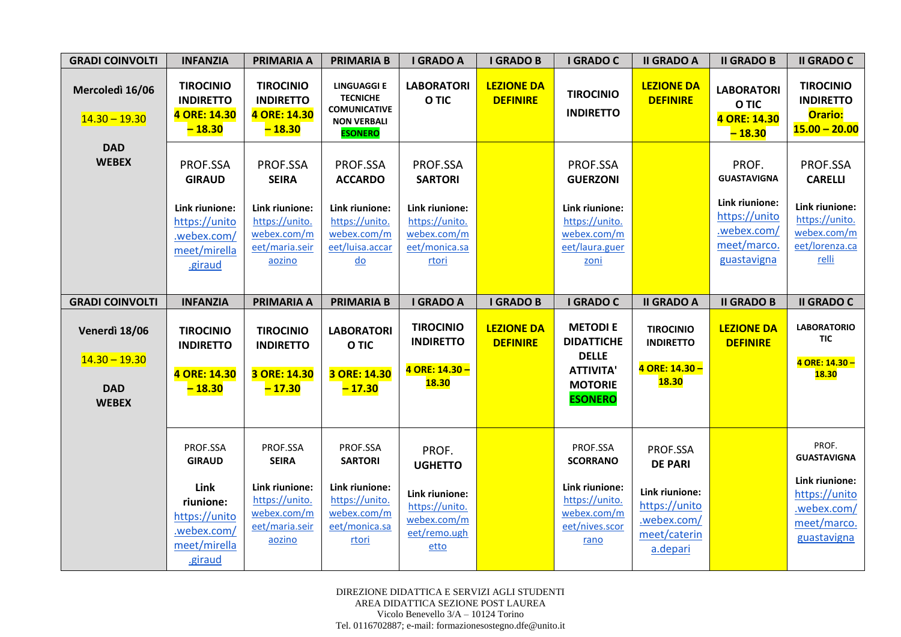| GRADI COINVOLTI | INFANZIA | PRIMARIA A | PRIMARIA B | I GRADO A | I GRADO B | I GRADO C | II GRADO A | II GRADO B | II GRADO C |
|---|---|---|---|---|---|---|---|---|---|
| **Mercoledì 16/06** 14.30 – 19.30 **DAD WEBEX** | **TIROCINIO INDIRETTO** **4 ORE: 14.30 – 18.30** | **TIROCINIO INDIRETTO** **4 ORE: 14.30 – 18.30** | **LINGUAGGI E TECNICHE COMUNICATIVE NON VERBALI** **ESONERO** | **LABORATORIO TIC** | **LEZIONE DA DEFINIRE** | **TIROCINIO INDIRETTO** | **LEZIONE DA DEFINIRE** | **LABORATORIO TIC** **4 ORE: 14.30 – 18.30** | **TIROCINIO INDIRETTO** **Orario: 15.00 – 20.00** |
| | PROF.SSA **GIRAUD** **Link riunione:** https://unito.webex.com/meet/mirella.giraud | PROF.SSA **SEIRA** **Link riunione:** https://unito.webex.com/meet/maria.seiraozino | PROF.SSA **ACCARDO** **Link riunione:** https://unito.webex.com/meet/luisa.accardo | PROF.SSA **SARTORI** **Link riunione:** https://unito.webex.com/meet/monica.sartori | | PROF.SSA **GUERZONI** **Link riunione:** https://unito.webex.com/meet/laura.guerzoni | | PROF. **GUASTAVIGNA** **Link riunione:** https://unito.webex.com/meet/marco.guastavigna | PROF.SSA **CARELLI** **Link riunione:** https://unito.webex.com/meet/lorenza.carelli |
| **GRADI COINVOLTI** | **INFANZIA** | **PRIMARIA A** | **PRIMARIA B** | **I GRADO A** | **I GRADO B** | **I GRADO C** | **II GRADO A** | **II GRADO B** | **II GRADO C** |
| **Venerdì 18/06** 14.30 – 19.30 **DAD WEBEX** | **TIROCINIO INDIRETTO** **4 ORE: 14.30 – 18.30** | **TIROCINIO INDIRETTO** **3 ORE: 14.30 – 17.30** | **LABORATORIO TIC** **3 ORE: 14.30 – 17.30** | **TIROCINIO INDIRETTO** **4 ORE: 14.30 – 18.30** | **LEZIONE DA DEFINIRE** | **METODI E DIDATTICHE DELLE ATTIVITA' MOTORIE** **ESONERO** | **TIROCINIO INDIRETTO** **4 ORE: 14.30 – 18.30** | **LEZIONE DA DEFINIRE** | **LABORATORIO TIC** **4 ORE: 14.30 – 18.30** |
| | PROF.SSA **GIRAUD** **Link riunione:** https://unito.webex.com/meet/mirella.giraud | PROF.SSA **SEIRA** **Link riunione:** https://unito.webex.com/meet/maria.seiraozino | PROF.SSA **SARTORI** **Link riunione:** https://unito.webex.com/meet/monica.sartori | PROF. **UGHETTO** **Link riunione:** https://unito.webex.com/meet/remo.ughetto | | PROF.SSA **SCORRANO** **Link riunione:** https://unito.webex.com/meet/nives.scorrano | PROF.SSA **DE PARI** **Link riunione:** https://unito.webex.com/meet/caterina.depari | | PROF. **GUASTAVIGNA** **Link riunione:** https://unito.webex.com/meet/marco.guastavigna |

DIREZIONE DIDATTICA E SERVIZI AGLI STUDENTI
AREA DIDATTICA SEZIONE POST LAUREA
Vicolo Benevello 3/A – 10124 Torino
Tel. 0116702887; e-mail: formazionesostegno.dfe@unito.it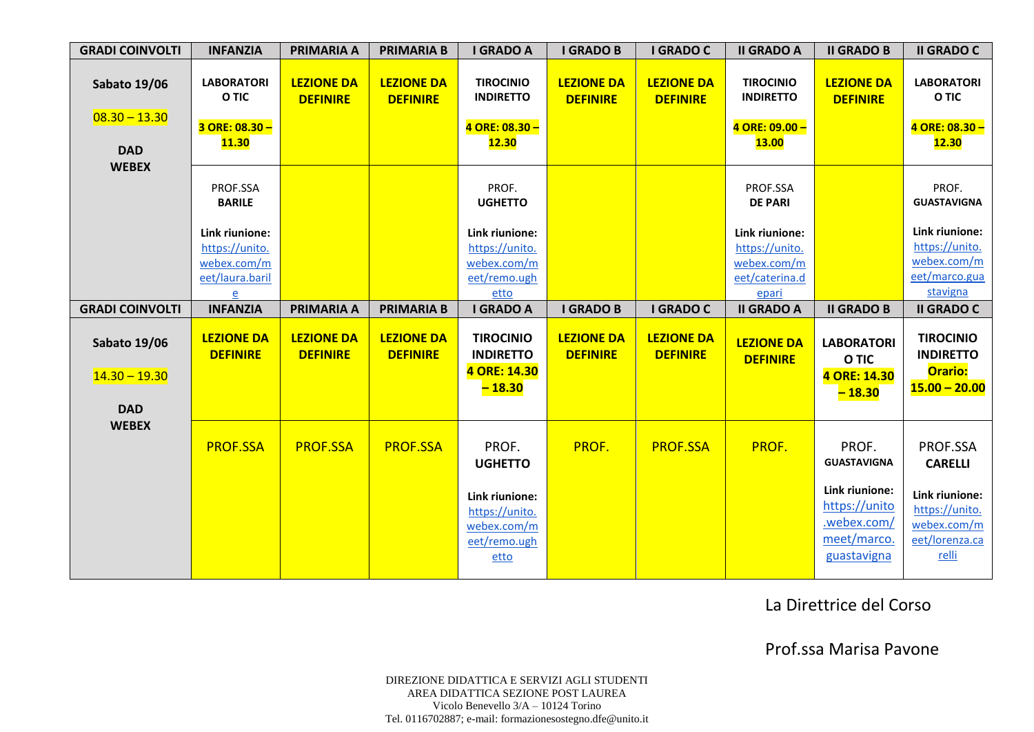| GRADI COINVOLTI | INFANZIA | PRIMARIA A | PRIMARIA B | I GRADO A | I GRADO B | I GRADO C | II GRADO A | II GRADO B | II GRADO C |
|---|---|---|---|---|---|---|---|---|---|
| **Sabato 19/06** 08.30 – 13.30 **DAD WEBEX** | **LABORATORIO TIC** **3 ORE: 08.30 – 11.30** | **LEZIONE DA DEFINIRE** | **LEZIONE DA DEFINIRE** | **TIROCINIO INDIRETTO** **4 ORE: 08.30 – 12.30** | **LEZIONE DA DEFINIRE** | **LEZIONE DA DEFINIRE** | **TIROCINIO INDIRETTO** **4 ORE: 09.00 – 13.00** | **LEZIONE DA DEFINIRE** | **LABORATORIO TIC** **4 ORE: 08.30 – 12.30** |
| | PROF.SSA **BARILE** **Link riunione:** https://unito.webex.com/meet/laura.barile | | | PROF. **UGHETTO** **Link riunione:** https://unito.webex.com/meet/remo.ughetto | | | PROF.SSA **DE PARI** **Link riunione:** https://unito.webex.com/meet/caterina.depari | | PROF. **GUASTAVIGNA** **Link riunione:** https://unito.webex.com/meet/marco.guastavigna |
| **GRADI COINVOLTI** | **INFANZIA** | **PRIMARIA A** | **PRIMARIA B** | **I GRADO A** | **I GRADO B** | **I GRADO C** | **II GRADO A** | **II GRADO B** | **II GRADO C** |
| **Sabato 19/06** 14.30 – 19.30 **DAD WEBEX** | **LEZIONE DA DEFINIRE** | **LEZIONE DA DEFINIRE** | **LEZIONE DA DEFINIRE** | **TIROCINIO INDIRETTO** **4 ORE: 14.30 – 18.30** | **LEZIONE DA DEFINIRE** | **LEZIONE DA DEFINIRE** | **LEZIONE DA DEFINIRE** | **LABORATORIO TIC** **4 ORE: 14.30 – 18.30** | **TIROCINIO INDIRETTO** **Orario: 15.00 – 20.00** |
| | PROF.SSA | PROF.SSA | PROF.SSA | PROF. **UGHETTO** **Link riunione:** https://unito.webex.com/meet/remo.ughetto | PROF. | PROF.SSA | PROF. | PROF. **GUASTAVIGNA** **Link riunione:** https://unito.webex.com/meet/marco.guastavigna | PROF.SSA **CARELLI** **Link riunione:** https://unito.webex.com/meet/lorenza.carelli |

La Direttrice del Corso

Prof.ssa Marisa Pavone

DIREZIONE DIDATTICA E SERVIZI AGLI STUDENTI
AREA DIDATTICA SEZIONE POST LAUREA
Vicolo Benevello 3/A – 10124 Torino
Tel. 0116702887; e-mail: formazionesostegno.dfe@unito.it